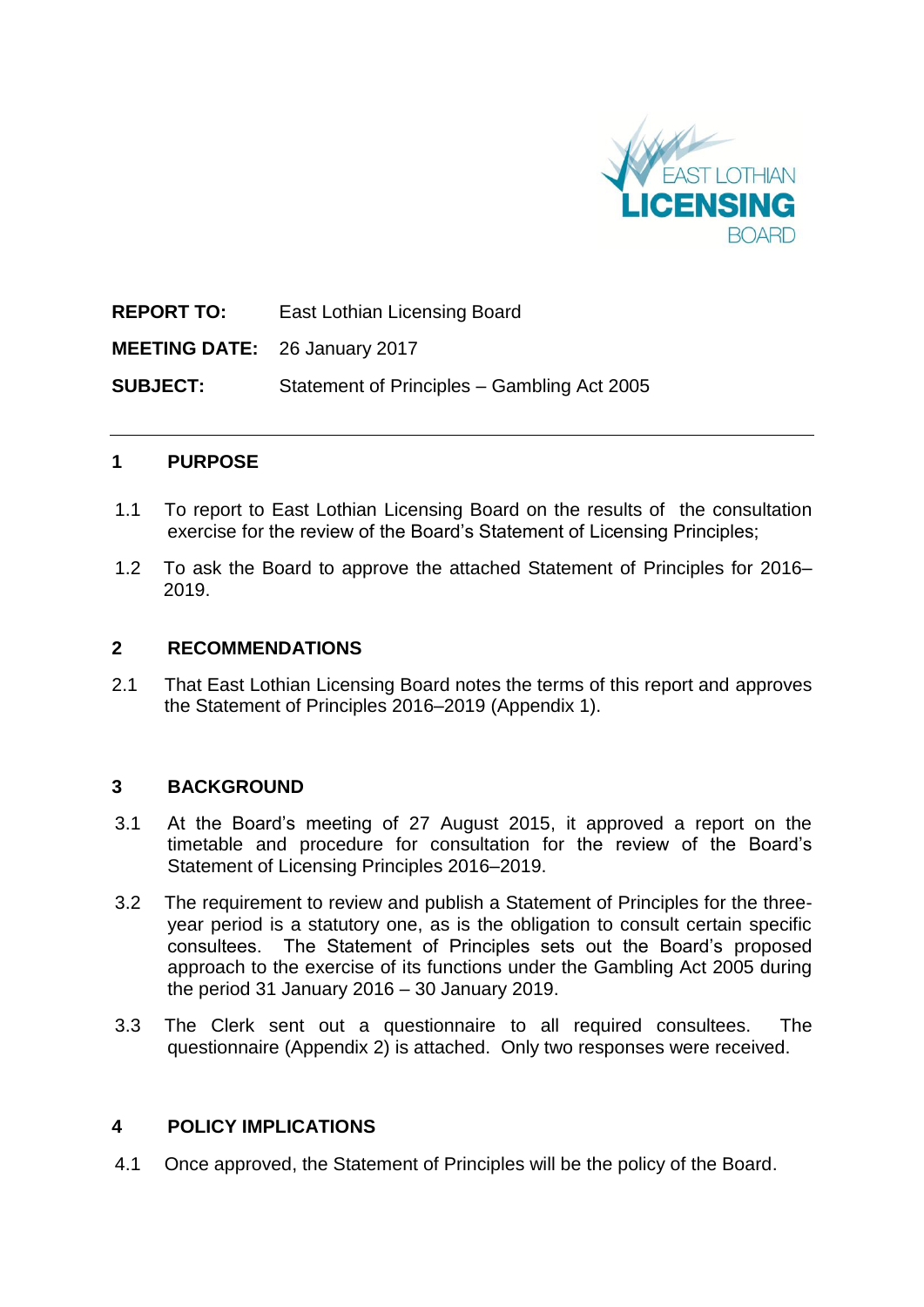EAST LOTHIAN **LICENSING** BOARD

**REPORT TO:** East Lothian Licensing Board

**MEETING DATE:** 26 January 2017

**SUBJECT:** Statement of Principles – Gambling Act 2005

## 1 PURPOSE

1.1 To report to East Lothian Licensing Board on the results of the consultation exercise for the review of the Board's Statement of Licensing Principles;

1.2 To ask the Board to approve the attached Statement of Principles for 2016–2019.

## 2 RECOMMENDATIONS

2.1 That East Lothian Licensing Board notes the terms of this report and approves the Statement of Principles 2016–2019 (Appendix 1).

## 3 BACKGROUND

3.1 At the Board's meeting of 27 August 2015, it approved a report on the timetable and procedure for consultation for the review of the Board's Statement of Licensing Principles 2016–2019.

3.2 The requirement to review and publish a Statement of Principles for the three-year period is a statutory one, as is the obligation to consult certain specific consultees. The Statement of Principles sets out the Board's proposed approach to the exercise of its functions under the Gambling Act 2005 during the period 31 January 2016 – 30 January 2019.

3.3 The Clerk sent out a questionnaire to all required consultees. The questionnaire (Appendix 2) is attached. Only two responses were received.

## 4 POLICY IMPLICATIONS

4.1 Once approved, the Statement of Principles will be the policy of the Board.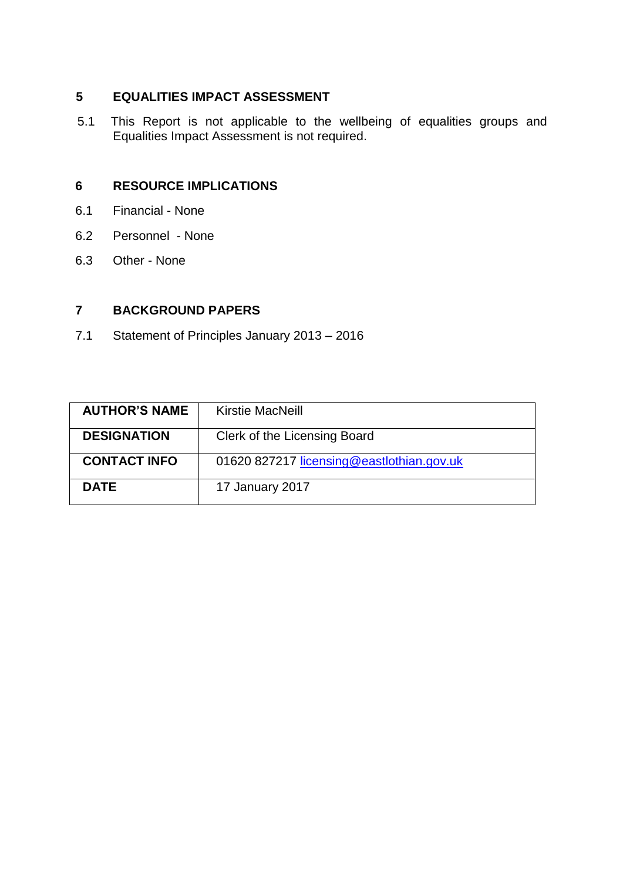## 5 EQUALITIES IMPACT ASSESSMENT

5.1 This Report is not applicable to the wellbeing of equalities groups and Equalities Impact Assessment is not required.

## 6 RESOURCE IMPLICATIONS

6.1 Financial - None

6.2 Personnel - None

6.3 Other - None

## 7 BACKGROUND PAPERS

7.1 Statement of Principles January 2013 – 2016

| | |
|---|---|
| **AUTHOR'S NAME** | Kirstie MacNeill |
| **DESIGNATION** | Clerk of the Licensing Board |
| **CONTACT INFO** | 01620 827217 licensing@eastlothian.gov.uk |
| **DATE** | 17 January 2017 |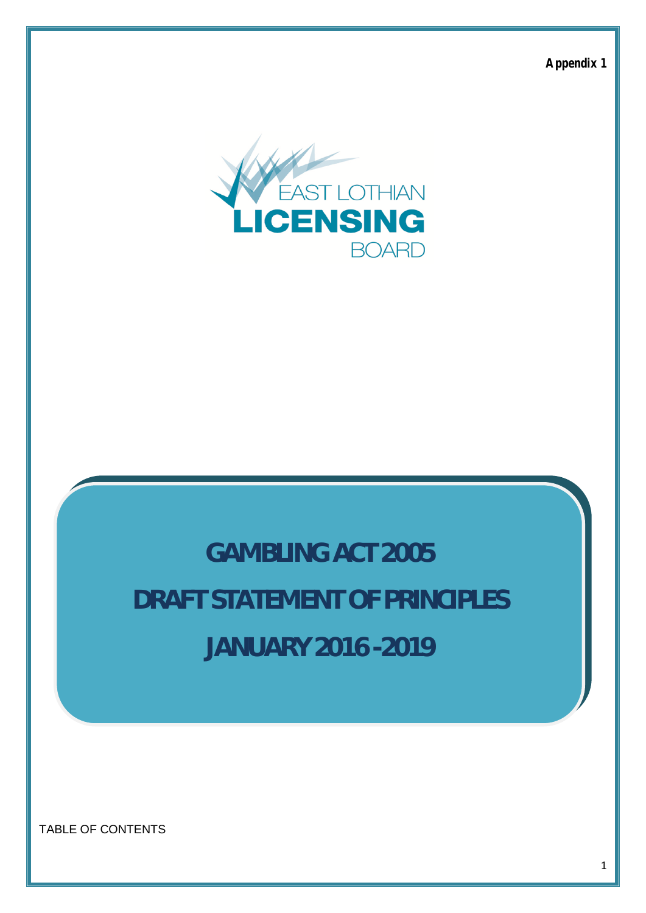**Appendix 1**

EAST LOTHIAN
LICENSING
BOARD

# GAMBLING ACT 2005

# DRAFT STATEMENT OF PRINCIPLES

# JANUARY 2016 -2019

TABLE OF CONTENTS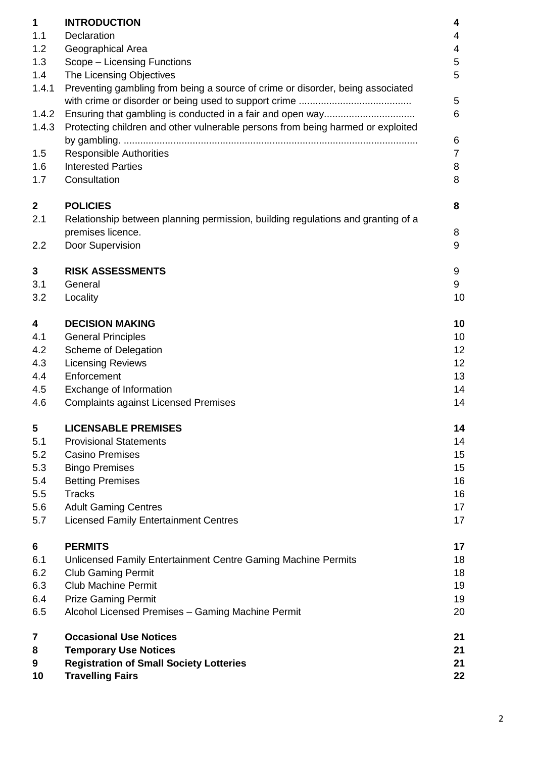| | | |
|---|---|---|
| **1** | **INTRODUCTION** | **4** |
| 1.1 | Declaration | 4 |
| 1.2 | Geographical Area | 4 |
| 1.3 | Scope – Licensing Functions | 5 |
| 1.4 | The Licensing Objectives | 5 |
| 1.4.1 | Preventing gambling from being a source of crime or disorder, being associated with crime or disorder or being used to support crime ........................................ | 5 |
| 1.4.2 | Ensuring that gambling is conducted in a fair and open way................................ | 6 |
| 1.4.3 | Protecting children and other vulnerable persons from being harmed or exploited by gambling. .......................................................................................................... | 6 |
| 1.5 | Responsible Authorities | 7 |
| 1.6 | Interested Parties | 8 |
| 1.7 | Consultation | 8 |
| **2** | **POLICIES** | **8** |
| 2.1 | Relationship between planning permission, building regulations and granting of a premises licence. | 8 |
| 2.2 | Door Supervision | 9 |
| **3** | **RISK ASSESSMENTS** | 9 |
| 3.1 | General | 9 |
| 3.2 | Locality | 10 |
| **4** | **DECISION MAKING** | **10** |
| 4.1 | General Principles | 10 |
| 4.2 | Scheme of Delegation | 12 |
| 4.3 | Licensing Reviews | 12 |
| 4.4 | Enforcement | 13 |
| 4.5 | Exchange of Information | 14 |
| 4.6 | Complaints against Licensed Premises | 14 |
| **5** | **LICENSABLE PREMISES** | **14** |
| 5.1 | Provisional Statements | 14 |
| 5.2 | Casino Premises | 15 |
| 5.3 | Bingo Premises | 15 |
| 5.4 | Betting Premises | 16 |
| 5.5 | Tracks | 16 |
| 5.6 | Adult Gaming Centres | 17 |
| 5.7 | Licensed Family Entertainment Centres | 17 |
| **6** | **PERMITS** | **17** |
| 6.1 | Unlicensed Family Entertainment Centre Gaming Machine Permits | 18 |
| 6.2 | Club Gaming Permit | 18 |
| 6.3 | Club Machine Permit | 19 |
| 6.4 | Prize Gaming Permit | 19 |
| 6.5 | Alcohol Licensed Premises – Gaming Machine Permit | 20 |
| **7** | **Occasional Use Notices** | **21** |
| **8** | **Temporary Use Notices** | **21** |
| **9** | **Registration of Small Society Lotteries** | **21** |
| **10** | **Travelling Fairs** | **22** |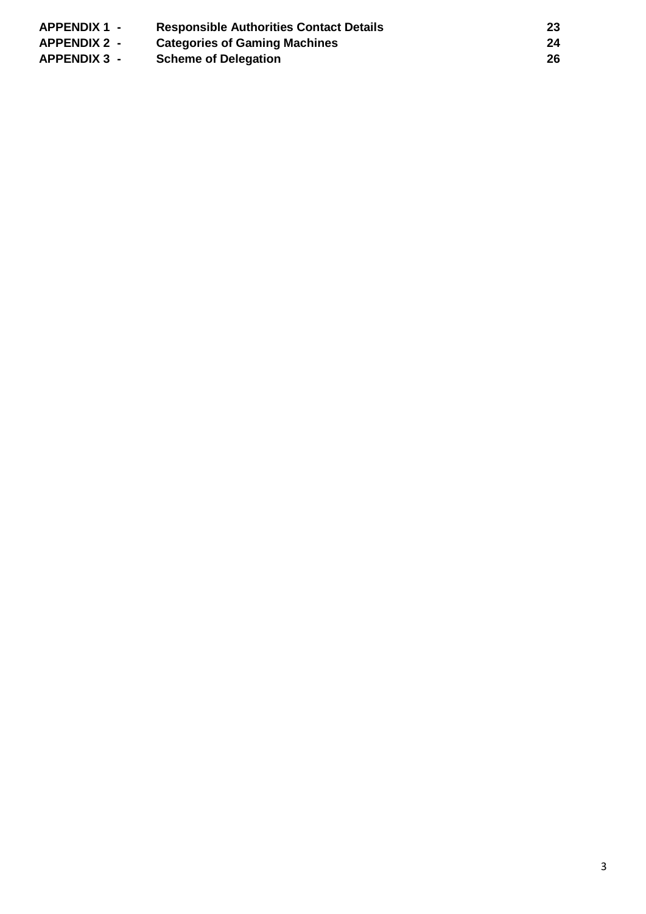| | | |
|---|---|---|
| **APPENDIX 1 -** | **Responsible Authorities Contact Details** | **23** |
| **APPENDIX 2 -** | **Categories of Gaming Machines** | **24** |
| **APPENDIX 3 -** | **Scheme of Delegation** | **26** |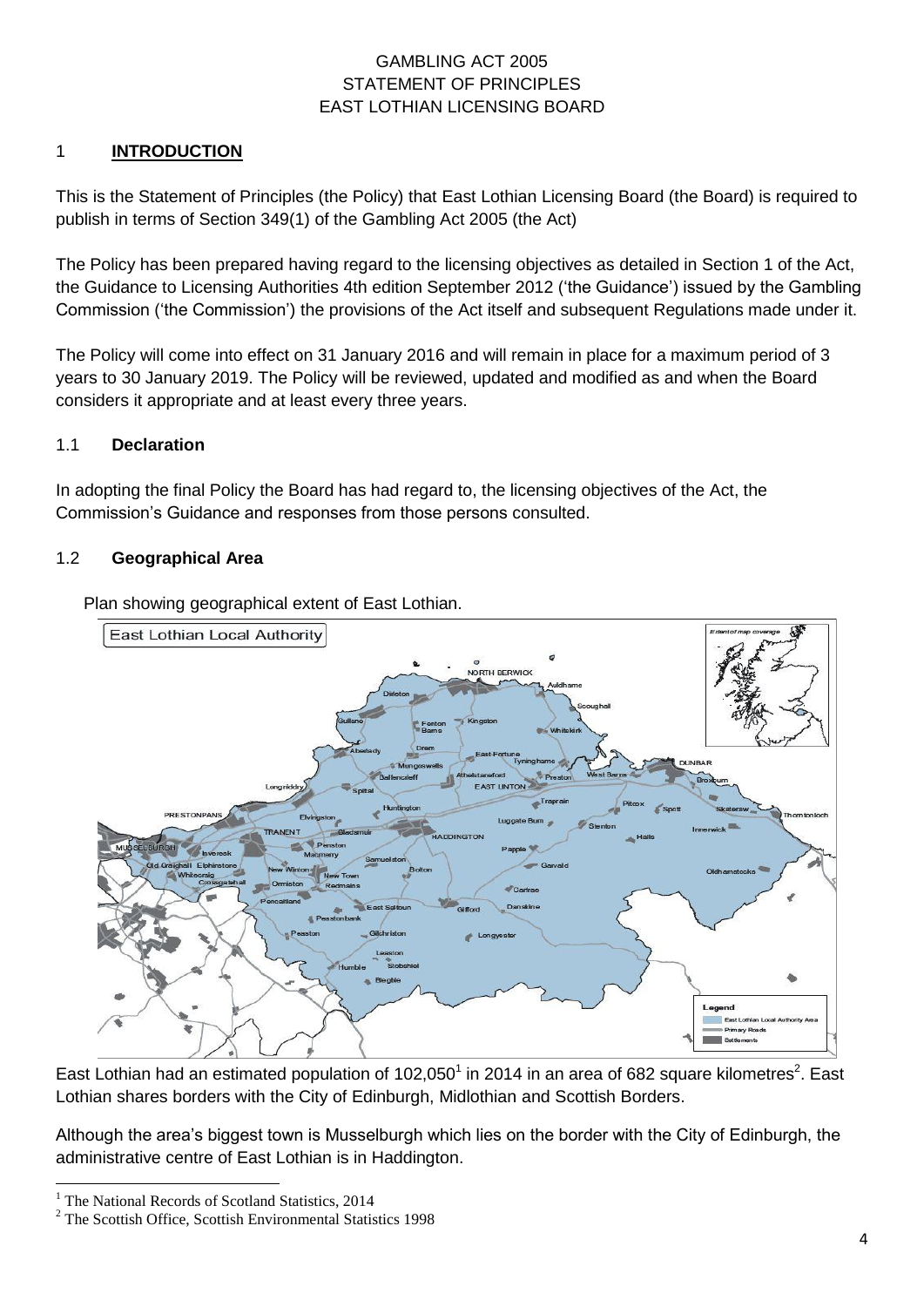GAMBLING ACT 2005
STATEMENT OF PRINCIPLES
EAST LOTHIAN LICENSING BOARD

## 1 INTRODUCTION

This is the Statement of Principles (the Policy) that East Lothian Licensing Board (the Board) is required to publish in terms of Section 349(1) of the Gambling Act 2005 (the Act)

The Policy has been prepared having regard to the licensing objectives as detailed in Section 1 of the Act, the Guidance to Licensing Authorities 4th edition September 2012 ('the Guidance') issued by the Gambling Commission ('the Commission') the provisions of the Act itself and subsequent Regulations made under it.

The Policy will come into effect on 31 January 2016 and will remain in place for a maximum period of 3 years to 30 January 2019. The Policy will be reviewed, updated and modified as and when the Board considers it appropriate and at least every three years.

### 1.1 Declaration

In adopting the final Policy the Board has had regard to, the licensing objectives of the Act, the Commission's Guidance and responses from those persons consulted.

### 1.2 Geographical Area

Plan showing geographical extent of East Lothian.

East Lothian Local Authority

Legend
East Lothian Local Authority Area
Primary Roads
Settlements

East Lothian had an estimated population of 102,050[1] in 2014 in an area of 682 square kilometres[2]. East Lothian shares borders with the City of Edinburgh, Midlothian and Scottish Borders.

Although the area's biggest town is Musselburgh which lies on the border with the City of Edinburgh, the administrative centre of East Lothian is in Haddington.

[1] The National Records of Scotland Statistics, 2014

[2] The Scottish Office, Scottish Environmental Statistics 1998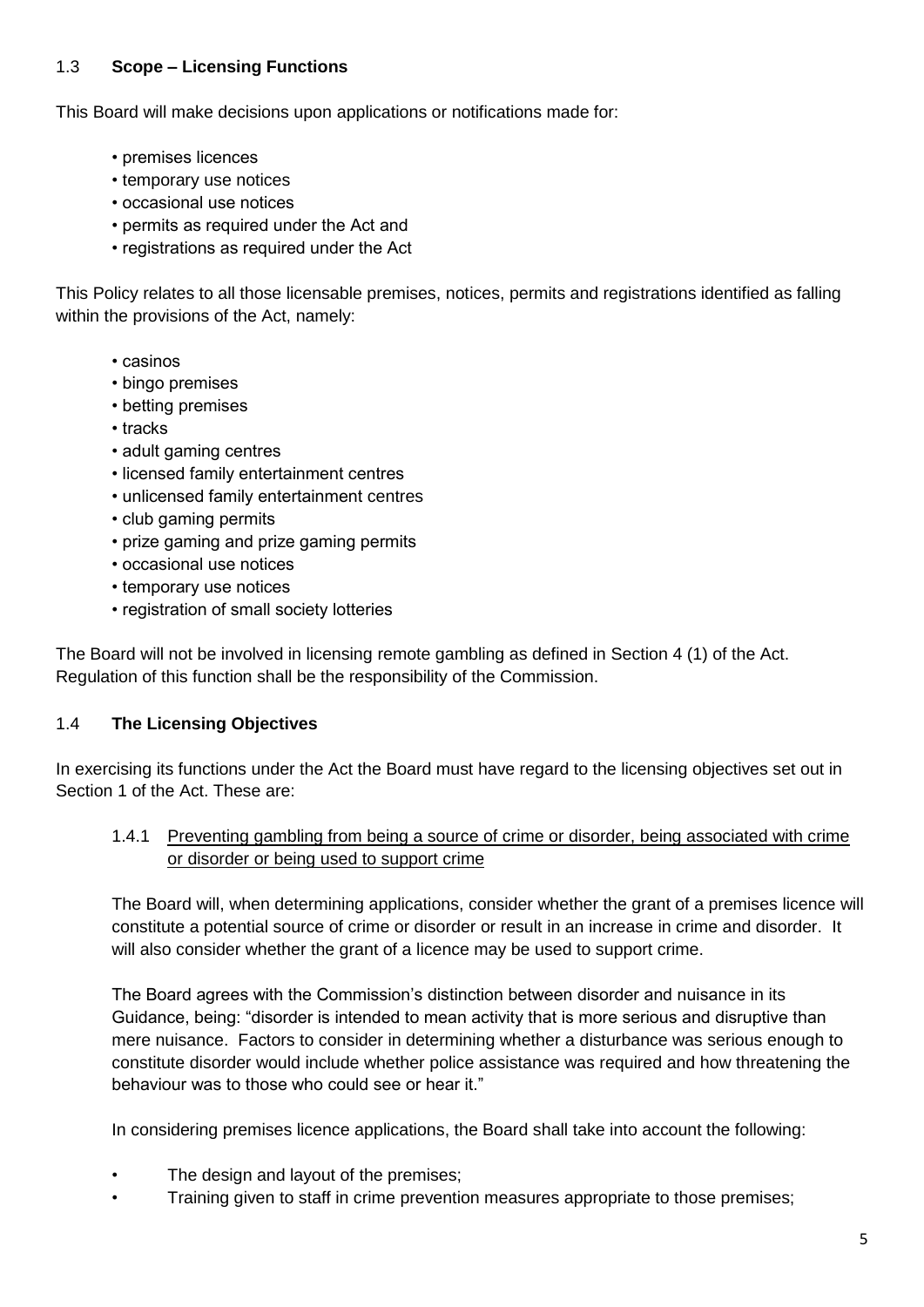### 1.3 **Scope – Licensing Functions**

This Board will make decisions upon applications or notifications made for:

- premises licences
- temporary use notices
- occasional use notices
- permits as required under the Act and
- registrations as required under the Act

This Policy relates to all those licensable premises, notices, permits and registrations identified as falling within the provisions of the Act, namely:

- casinos
- bingo premises
- betting premises
- tracks
- adult gaming centres
- licensed family entertainment centres
- unlicensed family entertainment centres
- club gaming permits
- prize gaming and prize gaming permits
- occasional use notices
- temporary use notices
- registration of small society lotteries

The Board will not be involved in licensing remote gambling as defined in Section 4 (1) of the Act. Regulation of this function shall be the responsibility of the Commission.

### 1.4 **The Licensing Objectives**

In exercising its functions under the Act the Board must have regard to the licensing objectives set out in Section 1 of the Act. These are:

#### 1.4.1 Preventing gambling from being a source of crime or disorder, being associated with crime or disorder or being used to support crime

The Board will, when determining applications, consider whether the grant of a premises licence will constitute a potential source of crime or disorder or result in an increase in crime and disorder. It will also consider whether the grant of a licence may be used to support crime.

The Board agrees with the Commission's distinction between disorder and nuisance in its Guidance, being: "disorder is intended to mean activity that is more serious and disruptive than mere nuisance. Factors to consider in determining whether a disturbance was serious enough to constitute disorder would include whether police assistance was required and how threatening the behaviour was to those who could see or hear it."

In considering premises licence applications, the Board shall take into account the following:

- The design and layout of the premises;
- Training given to staff in crime prevention measures appropriate to those premises;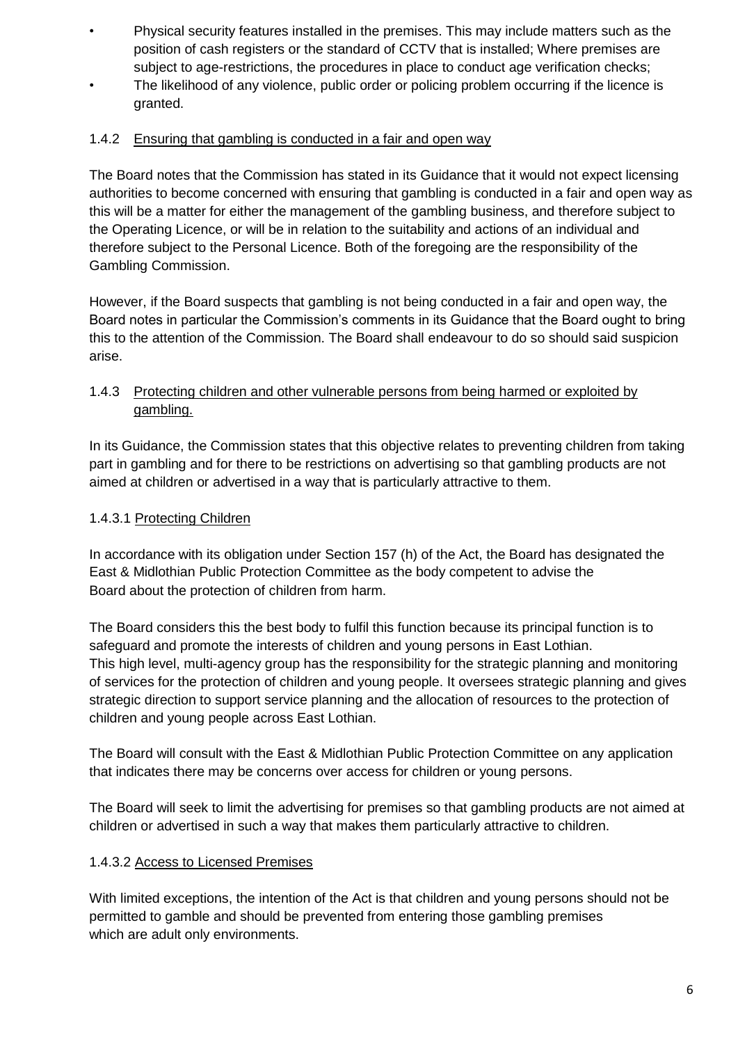- Physical security features installed in the premises. This may include matters such as the position of cash registers or the standard of CCTV that is installed; Where premises are subject to age-restrictions, the procedures in place to conduct age verification checks;
- The likelihood of any violence, public order or policing problem occurring if the licence is granted.

### 1.4.2 Ensuring that gambling is conducted in a fair and open way

The Board notes that the Commission has stated in its Guidance that it would not expect licensing authorities to become concerned with ensuring that gambling is conducted in a fair and open way as this will be a matter for either the management of the gambling business, and therefore subject to the Operating Licence, or will be in relation to the suitability and actions of an individual and therefore subject to the Personal Licence. Both of the foregoing are the responsibility of the Gambling Commission.

However, if the Board suspects that gambling is not being conducted in a fair and open way, the Board notes in particular the Commission's comments in its Guidance that the Board ought to bring this to the attention of the Commission. The Board shall endeavour to do so should said suspicion arise.

### 1.4.3 Protecting children and other vulnerable persons from being harmed or exploited by gambling.

In its Guidance, the Commission states that this objective relates to preventing children from taking part in gambling and for there to be restrictions on advertising so that gambling products are not aimed at children or advertised in a way that is particularly attractive to them.

#### 1.4.3.1 Protecting Children

In accordance with its obligation under Section 157 (h) of the Act, the Board has designated the East & Midlothian Public Protection Committee as the body competent to advise the Board about the protection of children from harm.

The Board considers this the best body to fulfil this function because its principal function is to safeguard and promote the interests of children and young persons in East Lothian. This high level, multi-agency group has the responsibility for the strategic planning and monitoring of services for the protection of children and young people. It oversees strategic planning and gives strategic direction to support service planning and the allocation of resources to the protection of children and young people across East Lothian.

The Board will consult with the East & Midlothian Public Protection Committee on any application that indicates there may be concerns over access for children or young persons.

The Board will seek to limit the advertising for premises so that gambling products are not aimed at children or advertised in such a way that makes them particularly attractive to children.

#### 1.4.3.2 Access to Licensed Premises

With limited exceptions, the intention of the Act is that children and young persons should not be permitted to gamble and should be prevented from entering those gambling premises which are adult only environments.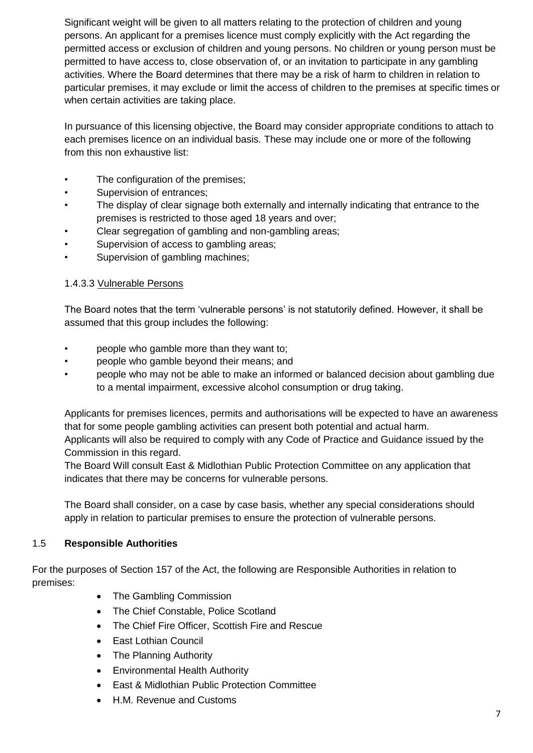Significant weight will be given to all matters relating to the protection of children and young persons. An applicant for a premises licence must comply explicitly with the Act regarding the permitted access or exclusion of children and young persons. No children or young person must be permitted to have access to, close observation of, or an invitation to participate in any gambling activities. Where the Board determines that there may be a risk of harm to children in relation to particular premises, it may exclude or limit the access of children to the premises at specific times or when certain activities are taking place.

In pursuance of this licensing objective, the Board may consider appropriate conditions to attach to each premises licence on an individual basis. These may include one or more of the following from this non exhaustive list:

- The configuration of the premises;
- Supervision of entrances;
- The display of clear signage both externally and internally indicating that entrance to the premises is restricted to those aged 18 years and over;
- Clear segregation of gambling and non-gambling areas;
- Supervision of access to gambling areas;
- Supervision of gambling machines;

#### 1.4.3.3 Vulnerable Persons

The Board notes that the term 'vulnerable persons' is not statutorily defined. However, it shall be assumed that this group includes the following:

- people who gamble more than they want to;
- people who gamble beyond their means; and
- people who may not be able to make an informed or balanced decision about gambling due to a mental impairment, excessive alcohol consumption or drug taking.

Applicants for premises licences, permits and authorisations will be expected to have an awareness that for some people gambling activities can present both potential and actual harm.
Applicants will also be required to comply with any Code of Practice and Guidance issued by the Commission in this regard.
The Board Will consult East & Midlothian Public Protection Committee on any application that indicates that there may be concerns for vulnerable persons.

The Board shall consider, on a case by case basis, whether any special considerations should apply in relation to particular premises to ensure the protection of vulnerable persons.

## 1.5 **Responsible Authorities**

For the purposes of Section 157 of the Act, the following are Responsible Authorities in relation to premises:

- The Gambling Commission
- The Chief Constable, Police Scotland
- The Chief Fire Officer, Scottish Fire and Rescue
- East Lothian Council
- The Planning Authority
- Environmental Health Authority
- East & Midlothian Public Protection Committee
- H.M. Revenue and Customs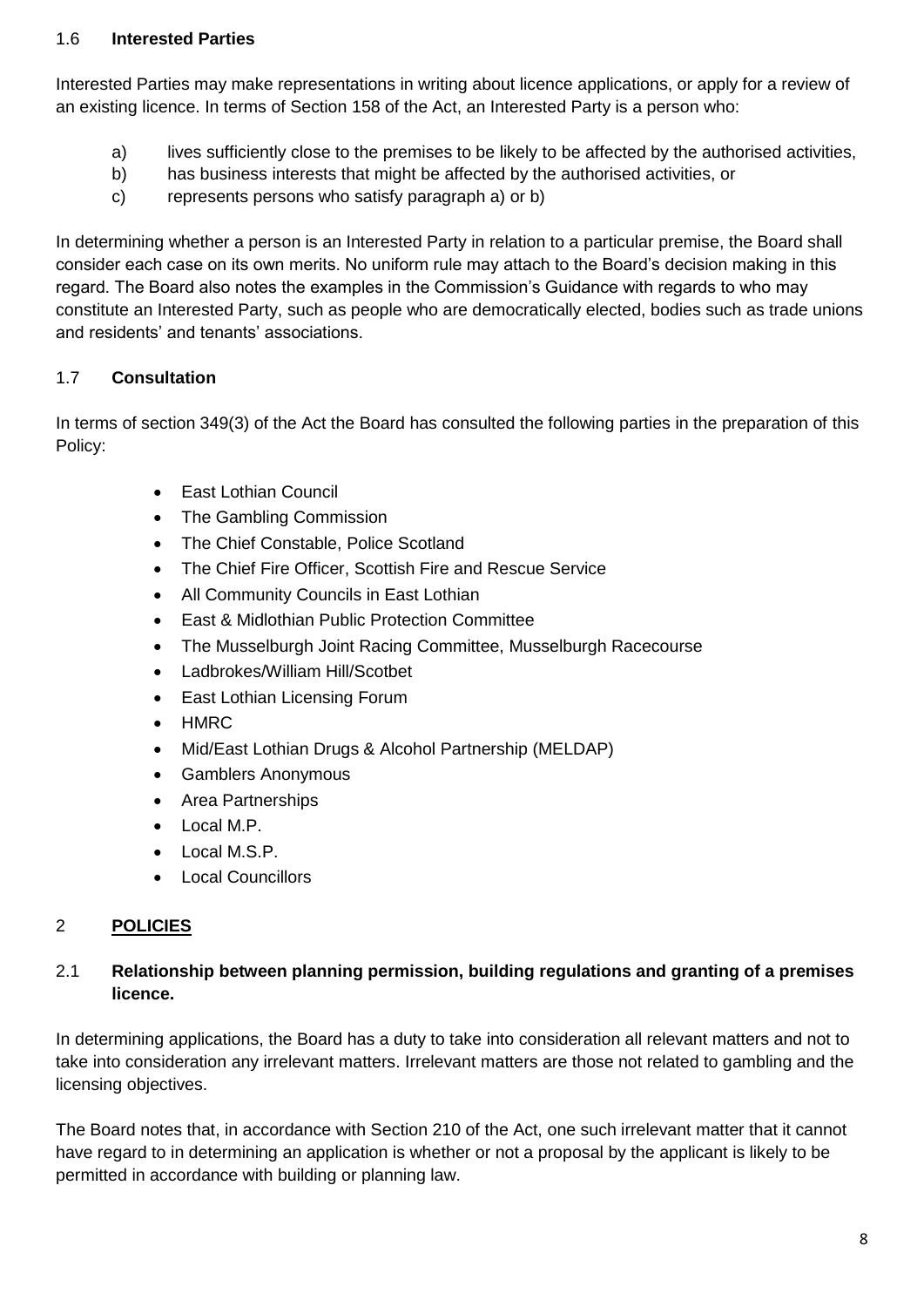### 1.6 **Interested Parties**

Interested Parties may make representations in writing about licence applications, or apply for a review of an existing licence. In terms of Section 158 of the Act, an Interested Party is a person who:

a) lives sufficiently close to the premises to be likely to be affected by the authorised activities,
b) has business interests that might be affected by the authorised activities, or
c) represents persons who satisfy paragraph a) or b)

In determining whether a person is an Interested Party in relation to a particular premise, the Board shall consider each case on its own merits. No uniform rule may attach to the Board's decision making in this regard. The Board also notes the examples in the Commission's Guidance with regards to who may constitute an Interested Party, such as people who are democratically elected, bodies such as trade unions and residents' and tenants' associations.

### 1.7 **Consultation**

In terms of section 349(3) of the Act the Board has consulted the following parties in the preparation of this Policy:

- East Lothian Council
- The Gambling Commission
- The Chief Constable, Police Scotland
- The Chief Fire Officer, Scottish Fire and Rescue Service
- All Community Councils in East Lothian
- East & Midlothian Public Protection Committee
- The Musselburgh Joint Racing Committee, Musselburgh Racecourse
- Ladbrokes/William Hill/Scotbet
- East Lothian Licensing Forum
- HMRC
- Mid/East Lothian Drugs & Alcohol Partnership (MELDAP)
- Gamblers Anonymous
- Area Partnerships
- Local M.P.
- Local M.S.P.
- Local Councillors

## 2 **POLICIES**

### 2.1 **Relationship between planning permission, building regulations and granting of a premises licence.**

In determining applications, the Board has a duty to take into consideration all relevant matters and not to take into consideration any irrelevant matters. Irrelevant matters are those not related to gambling and the licensing objectives.

The Board notes that, in accordance with Section 210 of the Act, one such irrelevant matter that it cannot have regard to in determining an application is whether or not a proposal by the applicant is likely to be permitted in accordance with building or planning law.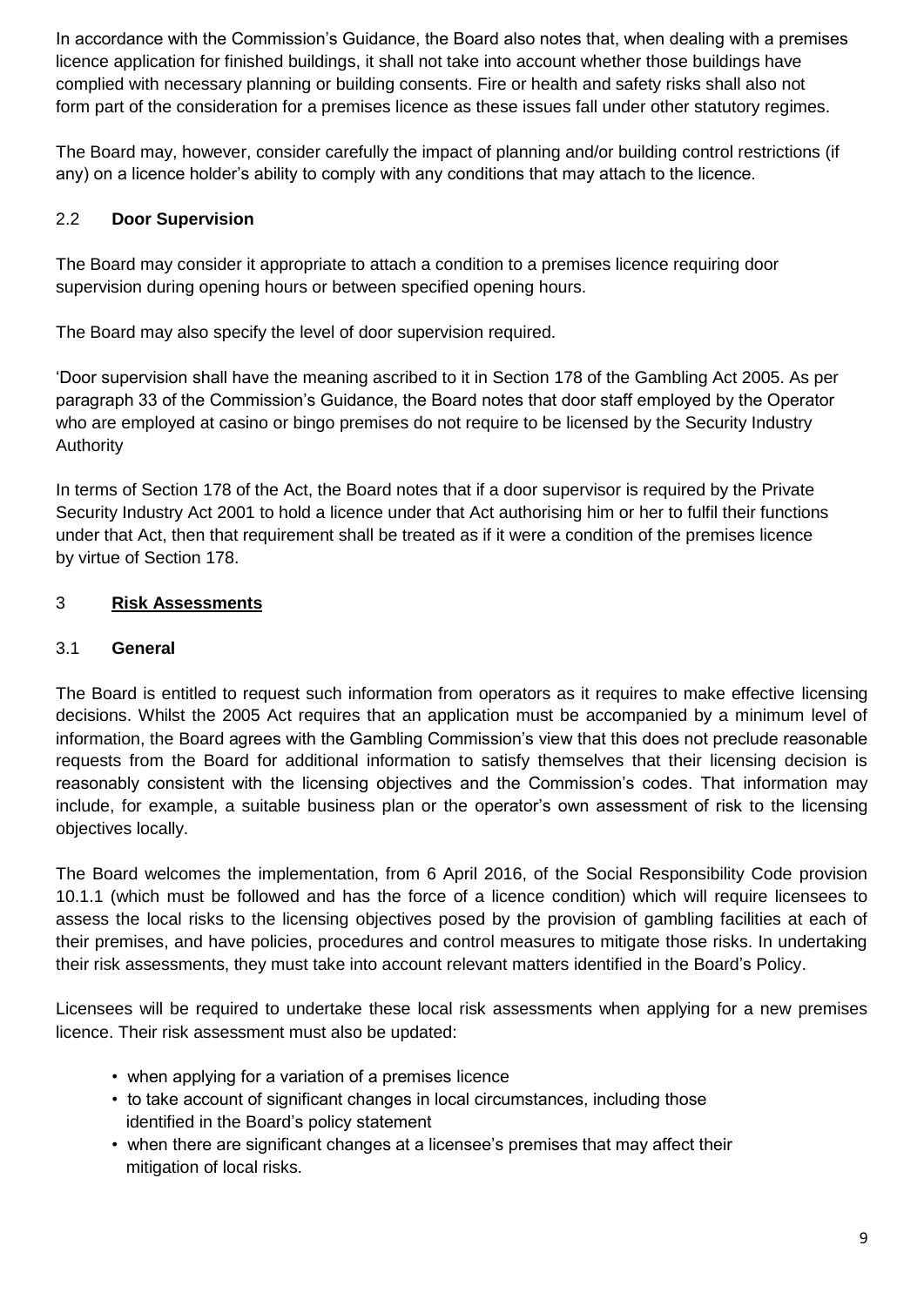In accordance with the Commission's Guidance, the Board also notes that, when dealing with a premises licence application for finished buildings, it shall not take into account whether those buildings have complied with necessary planning or building consents. Fire or health and safety risks shall also not form part of the consideration for a premises licence as these issues fall under other statutory regimes.

The Board may, however, consider carefully the impact of planning and/or building control restrictions (if any) on a licence holder's ability to comply with any conditions that may attach to the licence.

### 2.2 **Door Supervision**

The Board may consider it appropriate to attach a condition to a premises licence requiring door supervision during opening hours or between specified opening hours.

The Board may also specify the level of door supervision required.

'Door supervision shall have the meaning ascribed to it in Section 178 of the Gambling Act 2005. As per paragraph 33 of the Commission's Guidance, the Board notes that door staff employed by the Operator who are employed at casino or bingo premises do not require to be licensed by the Security Industry Authority

In terms of Section 178 of the Act, the Board notes that if a door supervisor is required by the Private Security Industry Act 2001 to hold a licence under that Act authorising him or her to fulfil their functions under that Act, then that requirement shall be treated as if it were a condition of the premises licence by virtue of Section 178.

## 3 **Risk Assessments**

### 3.1 **General**

The Board is entitled to request such information from operators as it requires to make effective licensing decisions. Whilst the 2005 Act requires that an application must be accompanied by a minimum level of information, the Board agrees with the Gambling Commission's view that this does not preclude reasonable requests from the Board for additional information to satisfy themselves that their licensing decision is reasonably consistent with the licensing objectives and the Commission's codes. That information may include, for example, a suitable business plan or the operator's own assessment of risk to the licensing objectives locally.

The Board welcomes the implementation, from 6 April 2016, of the Social Responsibility Code provision 10.1.1 (which must be followed and has the force of a licence condition) which will require licensees to assess the local risks to the licensing objectives posed by the provision of gambling facilities at each of their premises, and have policies, procedures and control measures to mitigate those risks. In undertaking their risk assessments, they must take into account relevant matters identified in the Board's Policy.

Licensees will be required to undertake these local risk assessments when applying for a new premises licence. Their risk assessment must also be updated:

- when applying for a variation of a premises licence
- to take account of significant changes in local circumstances, including those identified in the Board's policy statement
- when there are significant changes at a licensee's premises that may affect their mitigation of local risks.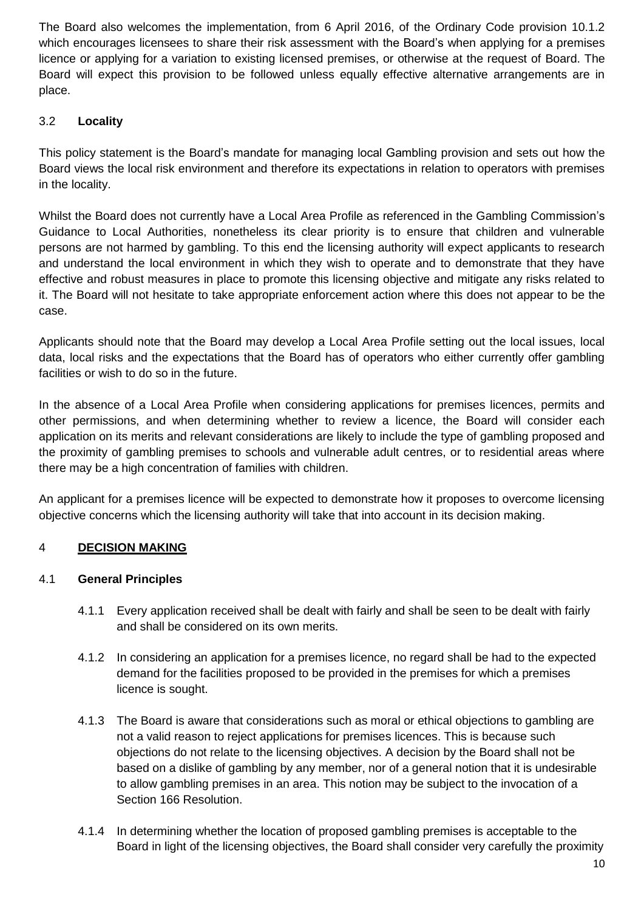The Board also welcomes the implementation, from 6 April 2016, of the Ordinary Code provision 10.1.2 which encourages licensees to share their risk assessment with the Board's when applying for a premises licence or applying for a variation to existing licensed premises, or otherwise at the request of Board. The Board will expect this provision to be followed unless equally effective alternative arrangements are in place.

### 3.2 **Locality**

This policy statement is the Board's mandate for managing local Gambling provision and sets out how the Board views the local risk environment and therefore its expectations in relation to operators with premises in the locality.

Whilst the Board does not currently have a Local Area Profile as referenced in the Gambling Commission's Guidance to Local Authorities, nonetheless its clear priority is to ensure that children and vulnerable persons are not harmed by gambling. To this end the licensing authority will expect applicants to research and understand the local environment in which they wish to operate and to demonstrate that they have effective and robust measures in place to promote this licensing objective and mitigate any risks related to it. The Board will not hesitate to take appropriate enforcement action where this does not appear to be the case.

Applicants should note that the Board may develop a Local Area Profile setting out the local issues, local data, local risks and the expectations that the Board has of operators who either currently offer gambling facilities or wish to do so in the future.

In the absence of a Local Area Profile when considering applications for premises licences, permits and other permissions, and when determining whether to review a licence, the Board will consider each application on its merits and relevant considerations are likely to include the type of gambling proposed and the proximity of gambling premises to schools and vulnerable adult centres, or to residential areas where there may be a high concentration of families with children.

An applicant for a premises licence will be expected to demonstrate how it proposes to overcome licensing objective concerns which the licensing authority will take that into account in its decision making.

## 4 **DECISION MAKING**

### 4.1 **General Principles**

4.1.1 Every application received shall be dealt with fairly and shall be seen to be dealt with fairly and shall be considered on its own merits.

4.1.2 In considering an application for a premises licence, no regard shall be had to the expected demand for the facilities proposed to be provided in the premises for which a premises licence is sought.

4.1.3 The Board is aware that considerations such as moral or ethical objections to gambling are not a valid reason to reject applications for premises licences. This is because such objections do not relate to the licensing objectives. A decision by the Board shall not be based on a dislike of gambling by any member, nor of a general notion that it is undesirable to allow gambling premises in an area. This notion may be subject to the invocation of a Section 166 Resolution.

4.1.4 In determining whether the location of proposed gambling premises is acceptable to the Board in light of the licensing objectives, the Board shall consider very carefully the proximity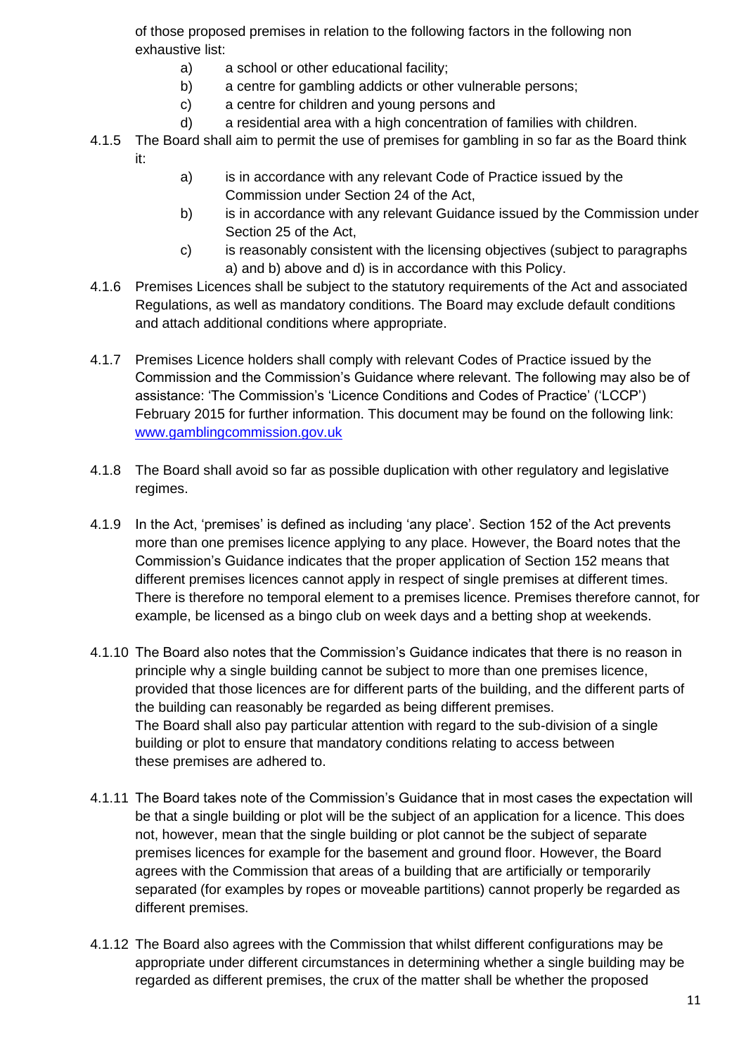of those proposed premises in relation to the following factors in the following non exhaustive list:

a) a school or other educational facility;
b) a centre for gambling addicts or other vulnerable persons;
c) a centre for children and young persons and
d) a residential area with a high concentration of families with children.

4.1.5 The Board shall aim to permit the use of premises for gambling in so far as the Board think it:

a) is in accordance with any relevant Code of Practice issued by the Commission under Section 24 of the Act,
b) is in accordance with any relevant Guidance issued by the Commission under Section 25 of the Act,
c) is reasonably consistent with the licensing objectives (subject to paragraphs a) and b) above and d) is in accordance with this Policy.

4.1.6 Premises Licences shall be subject to the statutory requirements of the Act and associated Regulations, as well as mandatory conditions. The Board may exclude default conditions and attach additional conditions where appropriate.

4.1.7 Premises Licence holders shall comply with relevant Codes of Practice issued by the Commission and the Commission's Guidance where relevant. The following may also be of assistance: 'The Commission's 'Licence Conditions and Codes of Practice' ('LCCP') February 2015 for further information. This document may be found on the following link: [www.gamblingcommission.gov.uk](http://www.gamblingcommission.gov.uk)

4.1.8 The Board shall avoid so far as possible duplication with other regulatory and legislative regimes.

4.1.9 In the Act, 'premises' is defined as including 'any place'. Section 152 of the Act prevents more than one premises licence applying to any place. However, the Board notes that the Commission's Guidance indicates that the proper application of Section 152 means that different premises licences cannot apply in respect of single premises at different times. There is therefore no temporal element to a premises licence. Premises therefore cannot, for example, be licensed as a bingo club on week days and a betting shop at weekends.

4.1.10 The Board also notes that the Commission's Guidance indicates that there is no reason in principle why a single building cannot be subject to more than one premises licence, provided that those licences are for different parts of the building, and the different parts of the building can reasonably be regarded as being different premises.
The Board shall also pay particular attention with regard to the sub-division of a single building or plot to ensure that mandatory conditions relating to access between these premises are adhered to.

4.1.11 The Board takes note of the Commission's Guidance that in most cases the expectation will be that a single building or plot will be the subject of an application for a licence. This does not, however, mean that the single building or plot cannot be the subject of separate premises licences for example for the basement and ground floor. However, the Board agrees with the Commission that areas of a building that are artificially or temporarily separated (for examples by ropes or moveable partitions) cannot properly be regarded as different premises.

4.1.12 The Board also agrees with the Commission that whilst different configurations may be appropriate under different circumstances in determining whether a single building may be regarded as different premises, the crux of the matter shall be whether the proposed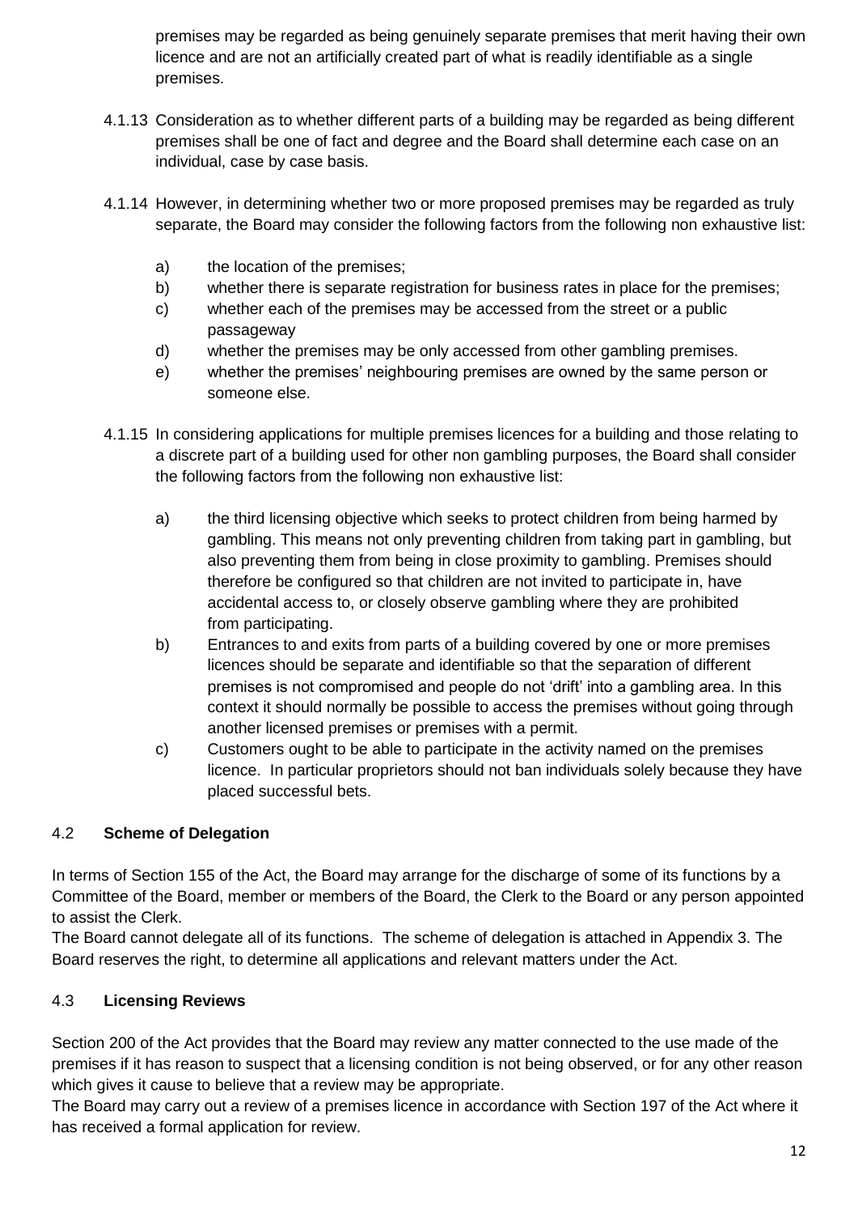premises may be regarded as being genuinely separate premises that merit having their own licence and are not an artificially created part of what is readily identifiable as a single premises.

4.1.13 Consideration as to whether different parts of a building may be regarded as being different premises shall be one of fact and degree and the Board shall determine each case on an individual, case by case basis.

4.1.14 However, in determining whether two or more proposed premises may be regarded as truly separate, the Board may consider the following factors from the following non exhaustive list:

a) the location of the premises;
b) whether there is separate registration for business rates in place for the premises;
c) whether each of the premises may be accessed from the street or a public passageway
d) whether the premises may be only accessed from other gambling premises.
e) whether the premises' neighbouring premises are owned by the same person or someone else.

4.1.15 In considering applications for multiple premises licences for a building and those relating to a discrete part of a building used for other non gambling purposes, the Board shall consider the following factors from the following non exhaustive list:

a) the third licensing objective which seeks to protect children from being harmed by gambling. This means not only preventing children from taking part in gambling, but also preventing them from being in close proximity to gambling. Premises should therefore be configured so that children are not invited to participate in, have accidental access to, or closely observe gambling where they are prohibited from participating.
b) Entrances to and exits from parts of a building covered by one or more premises licences should be separate and identifiable so that the separation of different premises is not compromised and people do not 'drift' into a gambling area. In this context it should normally be possible to access the premises without going through another licensed premises or premises with a permit.
c) Customers ought to be able to participate in the activity named on the premises licence. In particular proprietors should not ban individuals solely because they have placed successful bets.

## 4.2 Scheme of Delegation

In terms of Section 155 of the Act, the Board may arrange for the discharge of some of its functions by a Committee of the Board, member or members of the Board, the Clerk to the Board or any person appointed to assist the Clerk.

The Board cannot delegate all of its functions. The scheme of delegation is attached in Appendix 3. The Board reserves the right, to determine all applications and relevant matters under the Act.

## 4.3 Licensing Reviews

Section 200 of the Act provides that the Board may review any matter connected to the use made of the premises if it has reason to suspect that a licensing condition is not being observed, or for any other reason which gives it cause to believe that a review may be appropriate.

The Board may carry out a review of a premises licence in accordance with Section 197 of the Act where it has received a formal application for review.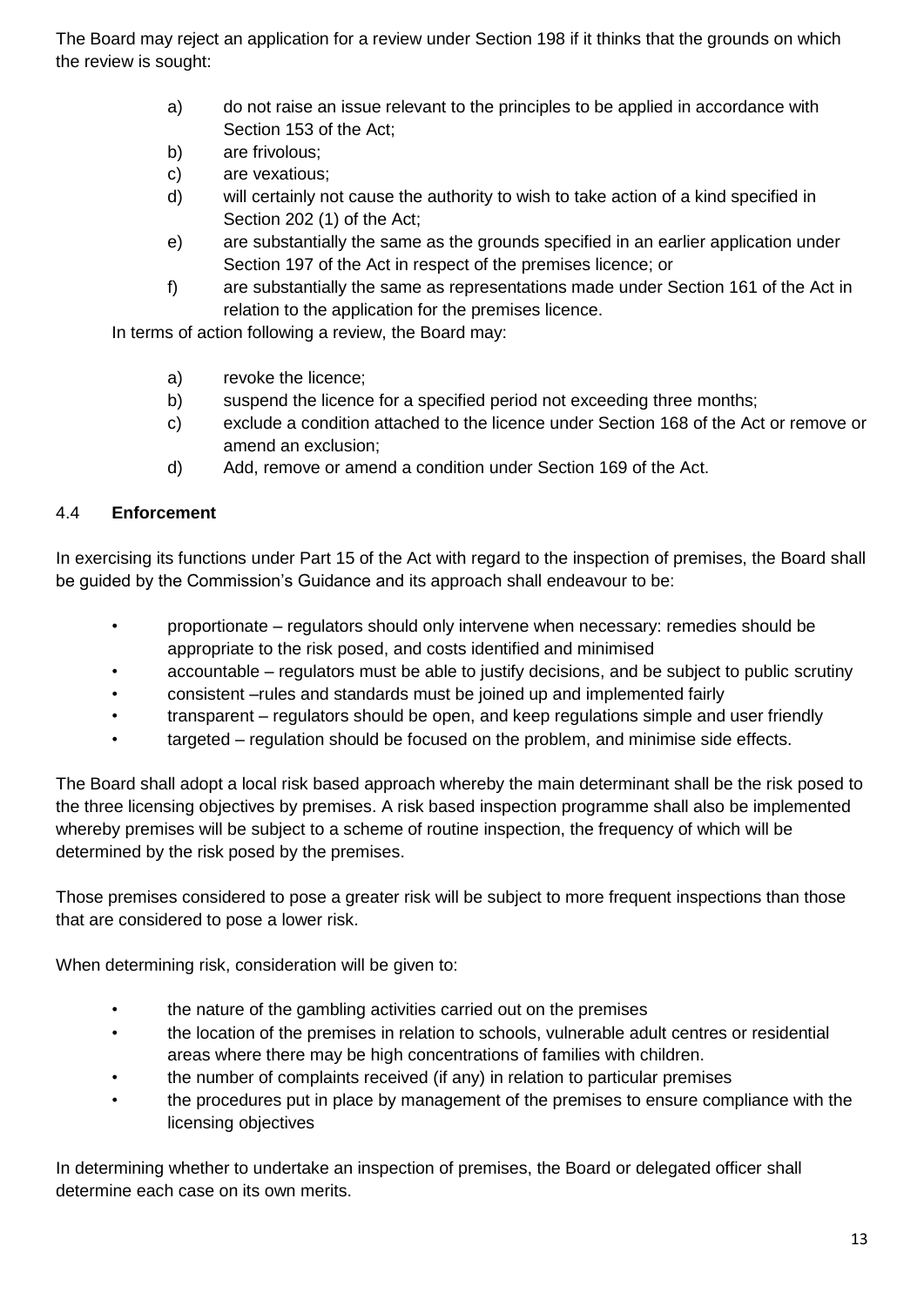The Board may reject an application for a review under Section 198 if it thinks that the grounds on which the review is sought:

a) do not raise an issue relevant to the principles to be applied in accordance with Section 153 of the Act;
b) are frivolous;
c) are vexatious;
d) will certainly not cause the authority to wish to take action of a kind specified in Section 202 (1) of the Act;
e) are substantially the same as the grounds specified in an earlier application under Section 197 of the Act in respect of the premises licence; or
f) are substantially the same as representations made under Section 161 of the Act in relation to the application for the premises licence.

In terms of action following a review, the Board may:

a) revoke the licence;
b) suspend the licence for a specified period not exceeding three months;
c) exclude a condition attached to the licence under Section 168 of the Act or remove or amend an exclusion;
d) Add, remove or amend a condition under Section 169 of the Act.

### 4.4 **Enforcement**

In exercising its functions under Part 15 of the Act with regard to the inspection of premises, the Board shall be guided by the Commission's Guidance and its approach shall endeavour to be:

- proportionate – regulators should only intervene when necessary: remedies should be appropriate to the risk posed, and costs identified and minimised
- accountable – regulators must be able to justify decisions, and be subject to public scrutiny
- consistent –rules and standards must be joined up and implemented fairly
- transparent – regulators should be open, and keep regulations simple and user friendly
- targeted – regulation should be focused on the problem, and minimise side effects.

The Board shall adopt a local risk based approach whereby the main determinant shall be the risk posed to the three licensing objectives by premises. A risk based inspection programme shall also be implemented whereby premises will be subject to a scheme of routine inspection, the frequency of which will be determined by the risk posed by the premises.

Those premises considered to pose a greater risk will be subject to more frequent inspections than those that are considered to pose a lower risk.

When determining risk, consideration will be given to:

- the nature of the gambling activities carried out on the premises
- the location of the premises in relation to schools, vulnerable adult centres or residential areas where there may be high concentrations of families with children.
- the number of complaints received (if any) in relation to particular premises
- the procedures put in place by management of the premises to ensure compliance with the licensing objectives

In determining whether to undertake an inspection of premises, the Board or delegated officer shall determine each case on its own merits.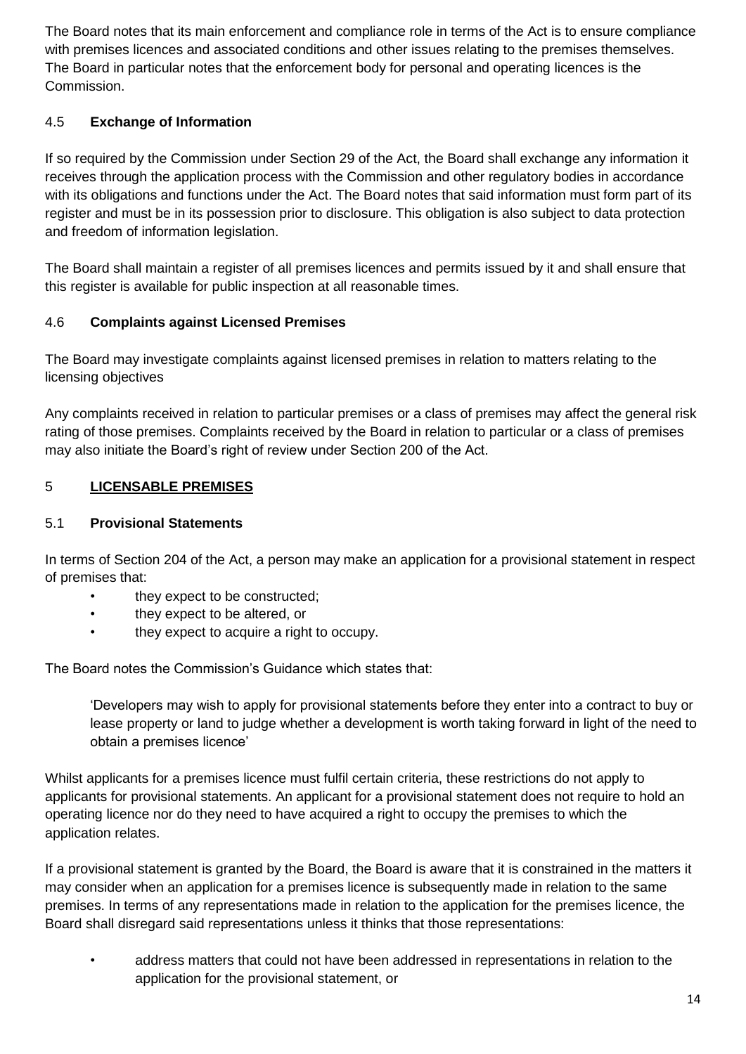The Board notes that its main enforcement and compliance role in terms of the Act is to ensure compliance with premises licences and associated conditions and other issues relating to the premises themselves. The Board in particular notes that the enforcement body for personal and operating licences is the Commission.

### 4.5 **Exchange of Information**

If so required by the Commission under Section 29 of the Act, the Board shall exchange any information it receives through the application process with the Commission and other regulatory bodies in accordance with its obligations and functions under the Act. The Board notes that said information must form part of its register and must be in its possession prior to disclosure. This obligation is also subject to data protection and freedom of information legislation.

The Board shall maintain a register of all premises licences and permits issued by it and shall ensure that this register is available for public inspection at all reasonable times.

### 4.6 **Complaints against Licensed Premises**

The Board may investigate complaints against licensed premises in relation to matters relating to the licensing objectives

Any complaints received in relation to particular premises or a class of premises may affect the general risk rating of those premises. Complaints received by the Board in relation to particular or a class of premises may also initiate the Board's right of review under Section 200 of the Act.

## 5 **LICENSABLE PREMISES**

### 5.1 **Provisional Statements**

In terms of Section 204 of the Act, a person may make an application for a provisional statement in respect of premises that:

- they expect to be constructed;
- they expect to be altered, or
- they expect to acquire a right to occupy.

The Board notes the Commission's Guidance which states that:

> 'Developers may wish to apply for provisional statements before they enter into a contract to buy or lease property or land to judge whether a development is worth taking forward in light of the need to obtain a premises licence'

Whilst applicants for a premises licence must fulfil certain criteria, these restrictions do not apply to applicants for provisional statements. An applicant for a provisional statement does not require to hold an operating licence nor do they need to have acquired a right to occupy the premises to which the application relates.

If a provisional statement is granted by the Board, the Board is aware that it is constrained in the matters it may consider when an application for a premises licence is subsequently made in relation to the same premises. In terms of any representations made in relation to the application for the premises licence, the Board shall disregard said representations unless it thinks that those representations:

- address matters that could not have been addressed in representations in relation to the application for the provisional statement, or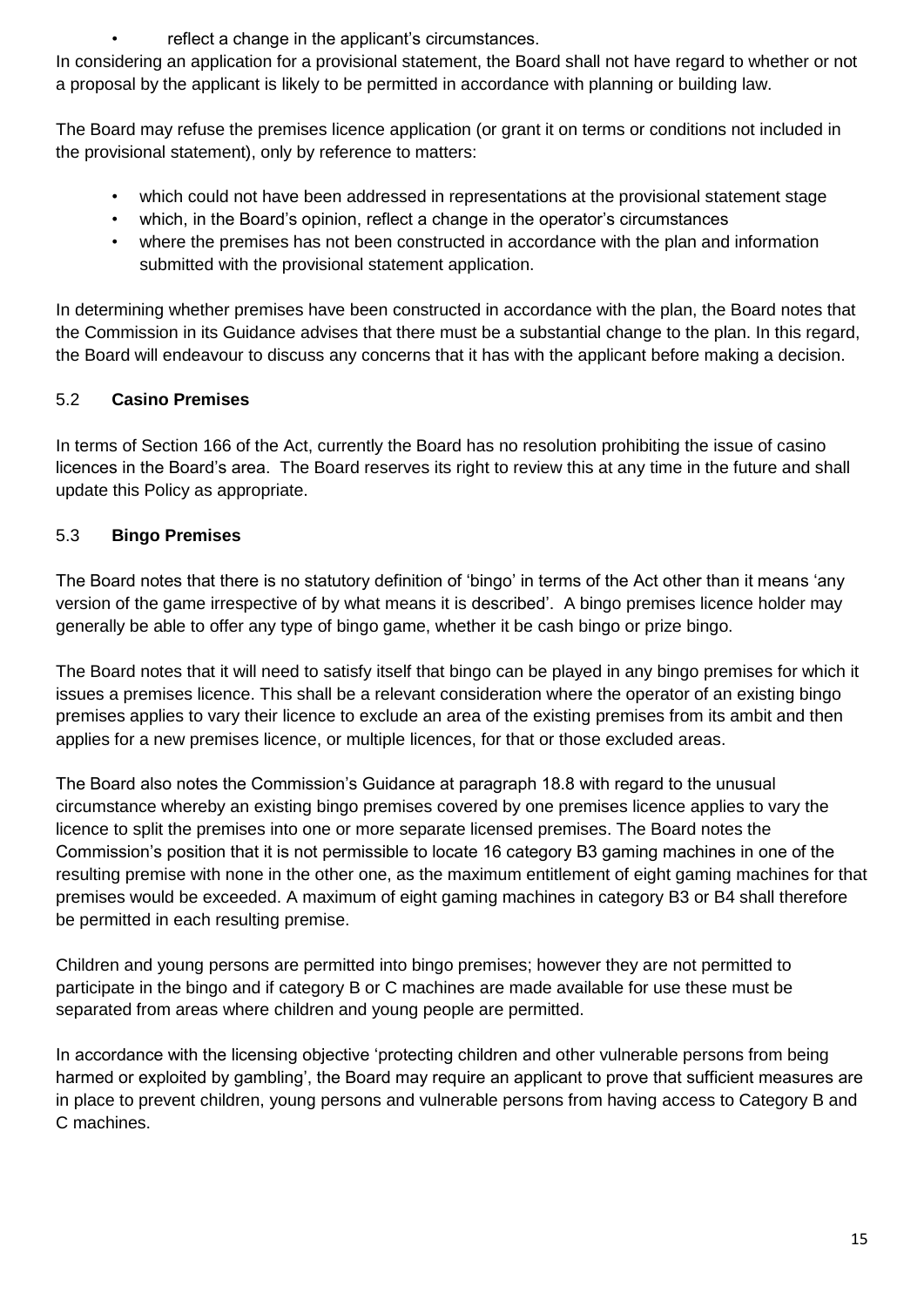- reflect a change in the applicant's circumstances.

In considering an application for a provisional statement, the Board shall not have regard to whether or not a proposal by the applicant is likely to be permitted in accordance with planning or building law.

The Board may refuse the premises licence application (or grant it on terms or conditions not included in the provisional statement), only by reference to matters:

- which could not have been addressed in representations at the provisional statement stage
- which, in the Board's opinion, reflect a change in the operator's circumstances
- where the premises has not been constructed in accordance with the plan and information submitted with the provisional statement application.

In determining whether premises have been constructed in accordance with the plan, the Board notes that the Commission in its Guidance advises that there must be a substantial change to the plan. In this regard, the Board will endeavour to discuss any concerns that it has with the applicant before making a decision.

### 5.2 **Casino Premises**

In terms of Section 166 of the Act, currently the Board has no resolution prohibiting the issue of casino licences in the Board's area. The Board reserves its right to review this at any time in the future and shall update this Policy as appropriate.

### 5.3 **Bingo Premises**

The Board notes that there is no statutory definition of 'bingo' in terms of the Act other than it means 'any version of the game irrespective of by what means it is described'. A bingo premises licence holder may generally be able to offer any type of bingo game, whether it be cash bingo or prize bingo.

The Board notes that it will need to satisfy itself that bingo can be played in any bingo premises for which it issues a premises licence. This shall be a relevant consideration where the operator of an existing bingo premises applies to vary their licence to exclude an area of the existing premises from its ambit and then applies for a new premises licence, or multiple licences, for that or those excluded areas.

The Board also notes the Commission's Guidance at paragraph 18.8 with regard to the unusual circumstance whereby an existing bingo premises covered by one premises licence applies to vary the licence to split the premises into one or more separate licensed premises. The Board notes the Commission's position that it is not permissible to locate 16 category B3 gaming machines in one of the resulting premise with none in the other one, as the maximum entitlement of eight gaming machines for that premises would be exceeded. A maximum of eight gaming machines in category B3 or B4 shall therefore be permitted in each resulting premise.

Children and young persons are permitted into bingo premises; however they are not permitted to participate in the bingo and if category B or C machines are made available for use these must be separated from areas where children and young people are permitted.

In accordance with the licensing objective 'protecting children and other vulnerable persons from being harmed or exploited by gambling', the Board may require an applicant to prove that sufficient measures are in place to prevent children, young persons and vulnerable persons from having access to Category B and C machines.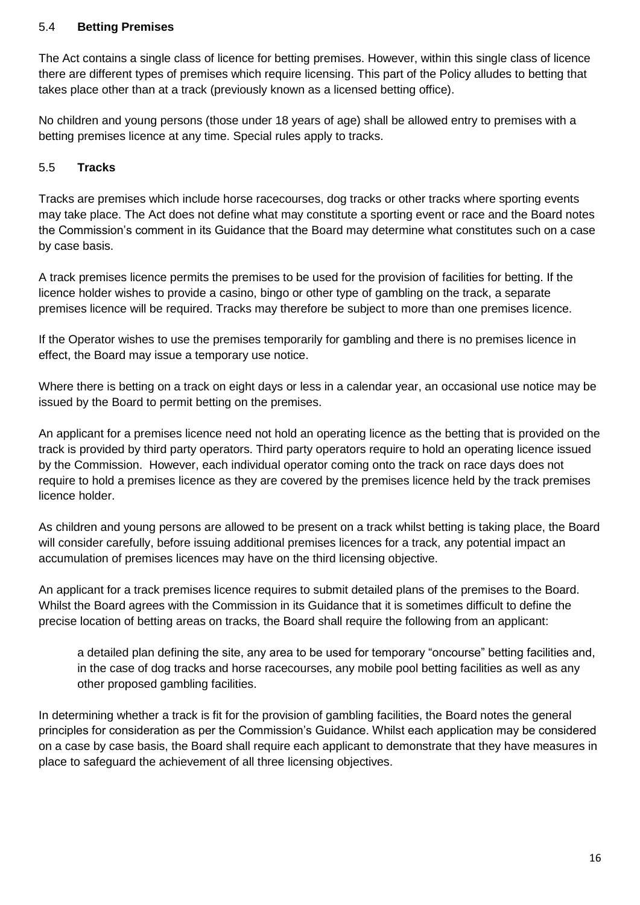### 5.4 **Betting Premises**

The Act contains a single class of licence for betting premises. However, within this single class of licence there are different types of premises which require licensing. This part of the Policy alludes to betting that takes place other than at a track (previously known as a licensed betting office).

No children and young persons (those under 18 years of age) shall be allowed entry to premises with a betting premises licence at any time. Special rules apply to tracks.

### 5.5 **Tracks**

Tracks are premises which include horse racecourses, dog tracks or other tracks where sporting events may take place. The Act does not define what may constitute a sporting event or race and the Board notes the Commission's comment in its Guidance that the Board may determine what constitutes such on a case by case basis.

A track premises licence permits the premises to be used for the provision of facilities for betting. If the licence holder wishes to provide a casino, bingo or other type of gambling on the track, a separate premises licence will be required. Tracks may therefore be subject to more than one premises licence.

If the Operator wishes to use the premises temporarily for gambling and there is no premises licence in effect, the Board may issue a temporary use notice.

Where there is betting on a track on eight days or less in a calendar year, an occasional use notice may be issued by the Board to permit betting on the premises.

An applicant for a premises licence need not hold an operating licence as the betting that is provided on the track is provided by third party operators. Third party operators require to hold an operating licence issued by the Commission. However, each individual operator coming onto the track on race days does not require to hold a premises licence as they are covered by the premises licence held by the track premises licence holder.

As children and young persons are allowed to be present on a track whilst betting is taking place, the Board will consider carefully, before issuing additional premises licences for a track, any potential impact an accumulation of premises licences may have on the third licensing objective.

An applicant for a track premises licence requires to submit detailed plans of the premises to the Board. Whilst the Board agrees with the Commission in its Guidance that it is sometimes difficult to define the precise location of betting areas on tracks, the Board shall require the following from an applicant:

> a detailed plan defining the site, any area to be used for temporary "oncourse" betting facilities and, in the case of dog tracks and horse racecourses, any mobile pool betting facilities as well as any other proposed gambling facilities.

In determining whether a track is fit for the provision of gambling facilities, the Board notes the general principles for consideration as per the Commission's Guidance. Whilst each application may be considered on a case by case basis, the Board shall require each applicant to demonstrate that they have measures in place to safeguard the achievement of all three licensing objectives.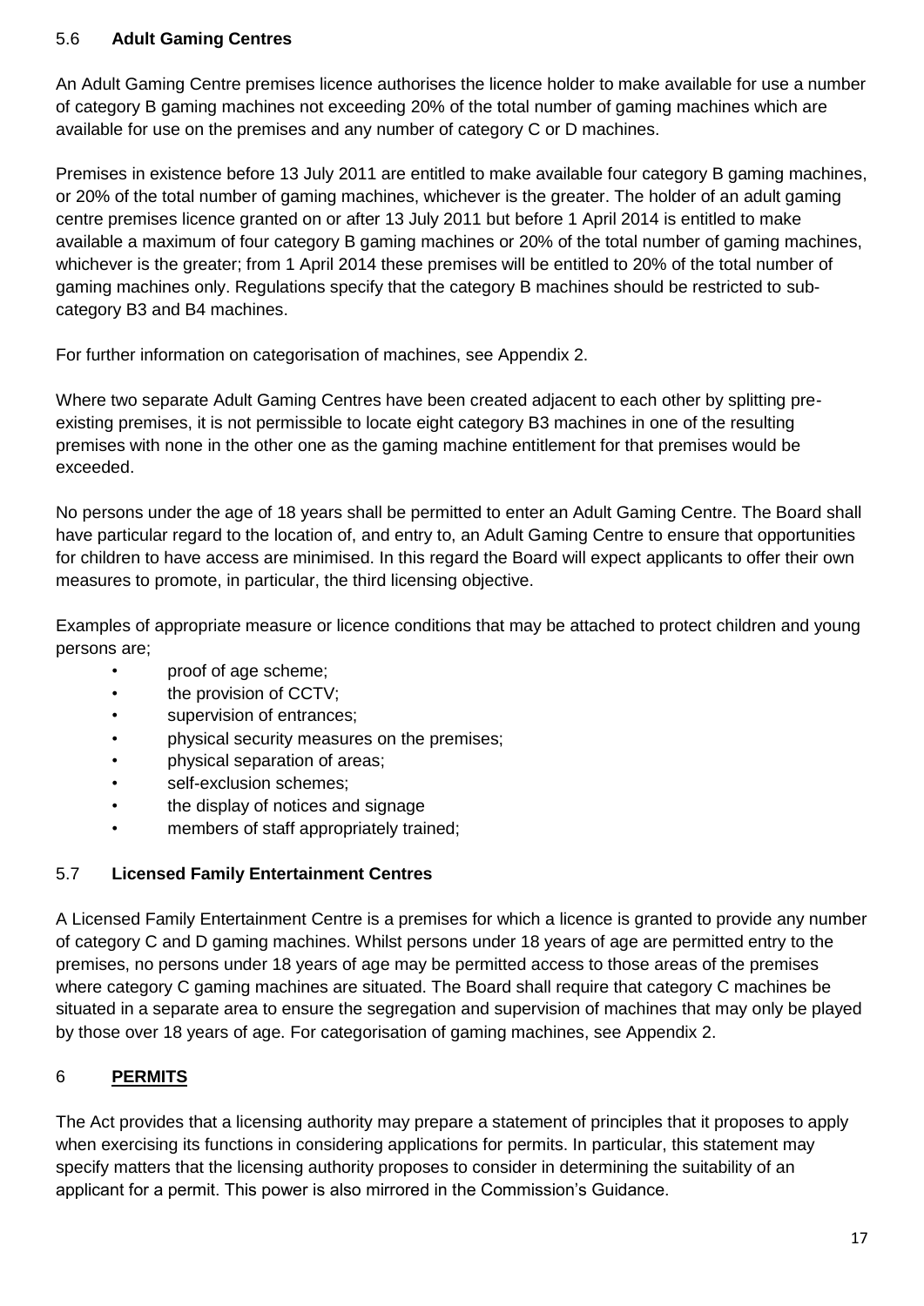### 5.6 **Adult Gaming Centres**

An Adult Gaming Centre premises licence authorises the licence holder to make available for use a number of category B gaming machines not exceeding 20% of the total number of gaming machines which are available for use on the premises and any number of category C or D machines.

Premises in existence before 13 July 2011 are entitled to make available four category B gaming machines, or 20% of the total number of gaming machines, whichever is the greater. The holder of an adult gaming centre premises licence granted on or after 13 July 2011 but before 1 April 2014 is entitled to make available a maximum of four category B gaming machines or 20% of the total number of gaming machines, whichever is the greater; from 1 April 2014 these premises will be entitled to 20% of the total number of gaming machines only. Regulations specify that the category B machines should be restricted to sub-category B3 and B4 machines.

For further information on categorisation of machines, see Appendix 2.

Where two separate Adult Gaming Centres have been created adjacent to each other by splitting pre-existing premises, it is not permissible to locate eight category B3 machines in one of the resulting premises with none in the other one as the gaming machine entitlement for that premises would be exceeded.

No persons under the age of 18 years shall be permitted to enter an Adult Gaming Centre. The Board shall have particular regard to the location of, and entry to, an Adult Gaming Centre to ensure that opportunities for children to have access are minimised. In this regard the Board will expect applicants to offer their own measures to promote, in particular, the third licensing objective.

Examples of appropriate measure or licence conditions that may be attached to protect children and young persons are;

- proof of age scheme;
- the provision of CCTV;
- supervision of entrances;
- physical security measures on the premises;
- physical separation of areas;
- self-exclusion schemes;
- the display of notices and signage
- members of staff appropriately trained;

### 5.7 **Licensed Family Entertainment Centres**

A Licensed Family Entertainment Centre is a premises for which a licence is granted to provide any number of category C and D gaming machines. Whilst persons under 18 years of age are permitted entry to the premises, no persons under 18 years of age may be permitted access to those areas of the premises where category C gaming machines are situated. The Board shall require that category C machines be situated in a separate area to ensure the segregation and supervision of machines that may only be played by those over 18 years of age. For categorisation of gaming machines, see Appendix 2.

## 6 **PERMITS**

The Act provides that a licensing authority may prepare a statement of principles that it proposes to apply when exercising its functions in considering applications for permits. In particular, this statement may specify matters that the licensing authority proposes to consider in determining the suitability of an applicant for a permit. This power is also mirrored in the Commission's Guidance.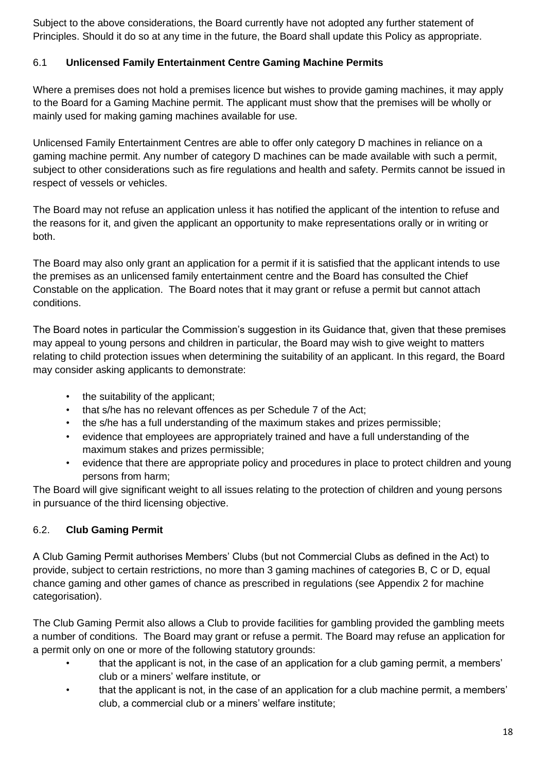Subject to the above considerations, the Board currently have not adopted any further statement of Principles. Should it do so at any time in the future, the Board shall update this Policy as appropriate.

### 6.1 **Unlicensed Family Entertainment Centre Gaming Machine Permits**

Where a premises does not hold a premises licence but wishes to provide gaming machines, it may apply to the Board for a Gaming Machine permit. The applicant must show that the premises will be wholly or mainly used for making gaming machines available for use.

Unlicensed Family Entertainment Centres are able to offer only category D machines in reliance on a gaming machine permit. Any number of category D machines can be made available with such a permit, subject to other considerations such as fire regulations and health and safety. Permits cannot be issued in respect of vessels or vehicles.

The Board may not refuse an application unless it has notified the applicant of the intention to refuse and the reasons for it, and given the applicant an opportunity to make representations orally or in writing or both.

The Board may also only grant an application for a permit if it is satisfied that the applicant intends to use the premises as an unlicensed family entertainment centre and the Board has consulted the Chief Constable on the application. The Board notes that it may grant or refuse a permit but cannot attach conditions.

The Board notes in particular the Commission's suggestion in its Guidance that, given that these premises may appeal to young persons and children in particular, the Board may wish to give weight to matters relating to child protection issues when determining the suitability of an applicant. In this regard, the Board may consider asking applicants to demonstrate:

- the suitability of the applicant;
- that s/he has no relevant offences as per Schedule 7 of the Act;
- the s/he has a full understanding of the maximum stakes and prizes permissible;
- evidence that employees are appropriately trained and have a full understanding of the maximum stakes and prizes permissible;
- evidence that there are appropriate policy and procedures in place to protect children and young persons from harm;

The Board will give significant weight to all issues relating to the protection of children and young persons in pursuance of the third licensing objective.

### 6.2. **Club Gaming Permit**

A Club Gaming Permit authorises Members' Clubs (but not Commercial Clubs as defined in the Act) to provide, subject to certain restrictions, no more than 3 gaming machines of categories B, C or D, equal chance gaming and other games of chance as prescribed in regulations (see Appendix 2 for machine categorisation).

The Club Gaming Permit also allows a Club to provide facilities for gambling provided the gambling meets a number of conditions. The Board may grant or refuse a permit. The Board may refuse an application for a permit only on one or more of the following statutory grounds:

- that the applicant is not, in the case of an application for a club gaming permit, a members' club or a miners' welfare institute, or
- that the applicant is not, in the case of an application for a club machine permit, a members' club, a commercial club or a miners' welfare institute;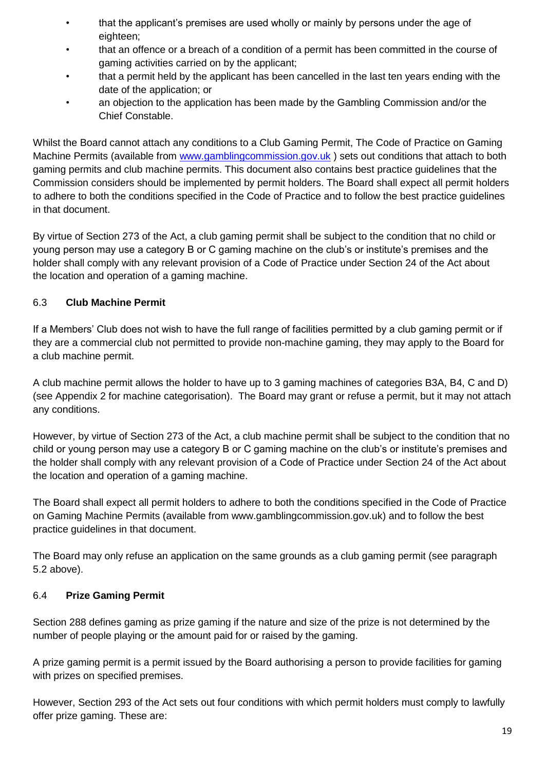- that the applicant's premises are used wholly or mainly by persons under the age of eighteen;
- that an offence or a breach of a condition of a permit has been committed in the course of gaming activities carried on by the applicant;
- that a permit held by the applicant has been cancelled in the last ten years ending with the date of the application; or
- an objection to the application has been made by the Gambling Commission and/or the Chief Constable.

Whilst the Board cannot attach any conditions to a Club Gaming Permit, The Code of Practice on Gaming Machine Permits (available from [www.gamblingcommission.gov.uk](http://www.gamblingcommission.gov.uk) ) sets out conditions that attach to both gaming permits and club machine permits. This document also contains best practice guidelines that the Commission considers should be implemented by permit holders. The Board shall expect all permit holders to adhere to both the conditions specified in the Code of Practice and to follow the best practice guidelines in that document.

By virtue of Section 273 of the Act, a club gaming permit shall be subject to the condition that no child or young person may use a category B or C gaming machine on the club's or institute's premises and the holder shall comply with any relevant provision of a Code of Practice under Section 24 of the Act about the location and operation of a gaming machine.

### 6.3 **Club Machine Permit**

If a Members' Club does not wish to have the full range of facilities permitted by a club gaming permit or if they are a commercial club not permitted to provide non-machine gaming, they may apply to the Board for a club machine permit.

A club machine permit allows the holder to have up to 3 gaming machines of categories B3A, B4, C and D) (see Appendix 2 for machine categorisation). The Board may grant or refuse a permit, but it may not attach any conditions.

However, by virtue of Section 273 of the Act, a club machine permit shall be subject to the condition that no child or young person may use a category B or C gaming machine on the club's or institute's premises and the holder shall comply with any relevant provision of a Code of Practice under Section 24 of the Act about the location and operation of a gaming machine.

The Board shall expect all permit holders to adhere to both the conditions specified in the Code of Practice on Gaming Machine Permits (available from www.gamblingcommission.gov.uk) and to follow the best practice guidelines in that document.

The Board may only refuse an application on the same grounds as a club gaming permit (see paragraph 5.2 above).

### 6.4 **Prize Gaming Permit**

Section 288 defines gaming as prize gaming if the nature and size of the prize is not determined by the number of people playing or the amount paid for or raised by the gaming.

A prize gaming permit is a permit issued by the Board authorising a person to provide facilities for gaming with prizes on specified premises.

However, Section 293 of the Act sets out four conditions with which permit holders must comply to lawfully offer prize gaming. These are: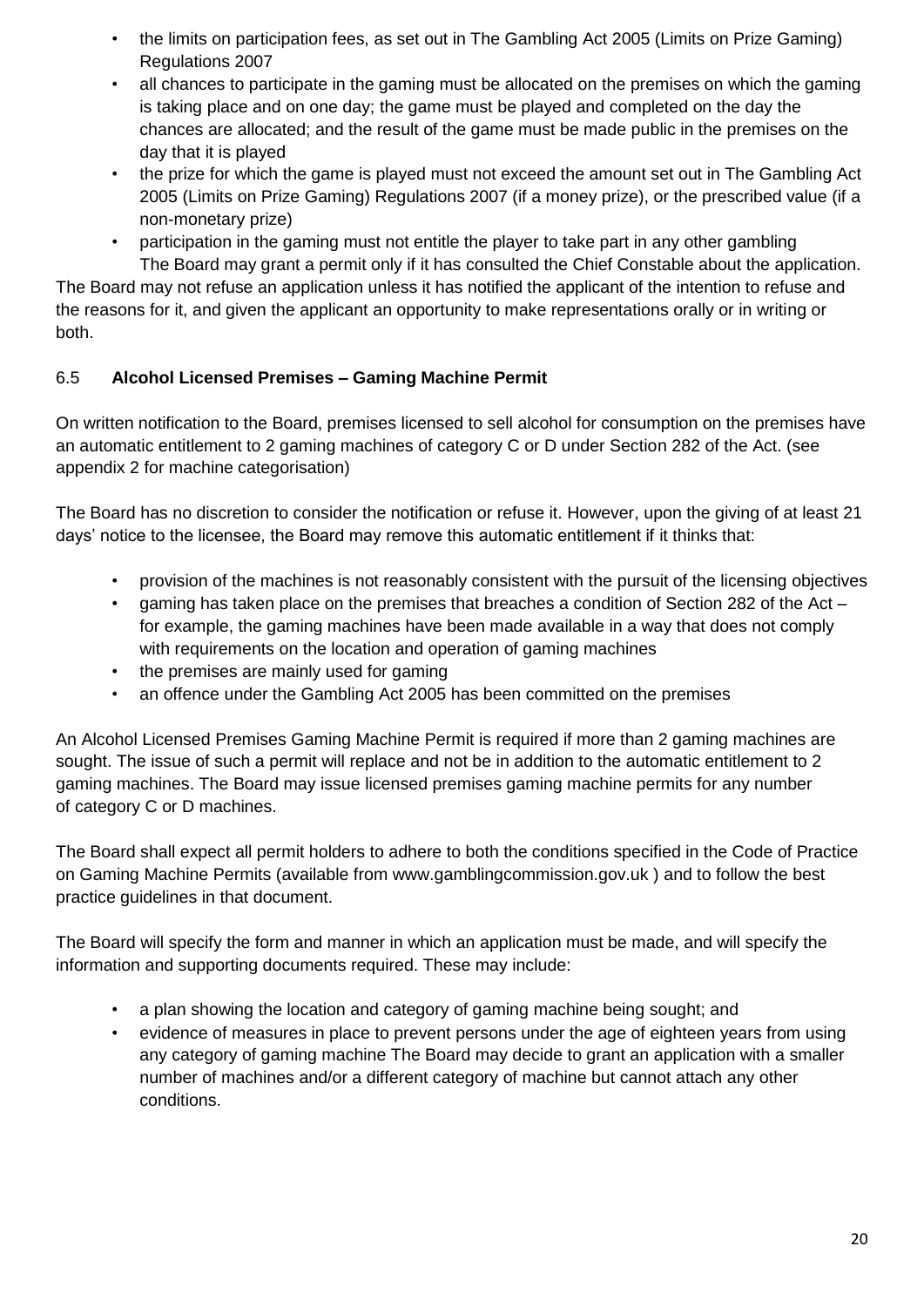- the limits on participation fees, as set out in The Gambling Act 2005 (Limits on Prize Gaming) Regulations 2007
- all chances to participate in the gaming must be allocated on the premises on which the gaming is taking place and on one day; the game must be played and completed on the day the chances are allocated; and the result of the game must be made public in the premises on the day that it is played
- the prize for which the game is played must not exceed the amount set out in The Gambling Act 2005 (Limits on Prize Gaming) Regulations 2007 (if a money prize), or the prescribed value (if a non-monetary prize)
- participation in the gaming must not entitle the player to take part in any other gambling

The Board may grant a permit only if it has consulted the Chief Constable about the application. The Board may not refuse an application unless it has notified the applicant of the intention to refuse and the reasons for it, and given the applicant an opportunity to make representations orally or in writing or both.

### 6.5 **Alcohol Licensed Premises – Gaming Machine Permit**

On written notification to the Board, premises licensed to sell alcohol for consumption on the premises have an automatic entitlement to 2 gaming machines of category C or D under Section 282 of the Act. (see appendix 2 for machine categorisation)

The Board has no discretion to consider the notification or refuse it. However, upon the giving of at least 21 days' notice to the licensee, the Board may remove this automatic entitlement if it thinks that:

- provision of the machines is not reasonably consistent with the pursuit of the licensing objectives
- gaming has taken place on the premises that breaches a condition of Section 282 of the Act – for example, the gaming machines have been made available in a way that does not comply with requirements on the location and operation of gaming machines
- the premises are mainly used for gaming
- an offence under the Gambling Act 2005 has been committed on the premises

An Alcohol Licensed Premises Gaming Machine Permit is required if more than 2 gaming machines are sought. The issue of such a permit will replace and not be in addition to the automatic entitlement to 2 gaming machines. The Board may issue licensed premises gaming machine permits for any number of category C or D machines.

The Board shall expect all permit holders to adhere to both the conditions specified in the Code of Practice on Gaming Machine Permits (available from www.gamblingcommission.gov.uk ) and to follow the best practice guidelines in that document.

The Board will specify the form and manner in which an application must be made, and will specify the information and supporting documents required. These may include:

- a plan showing the location and category of gaming machine being sought; and
- evidence of measures in place to prevent persons under the age of eighteen years from using any category of gaming machine The Board may decide to grant an application with a smaller number of machines and/or a different category of machine but cannot attach any other conditions.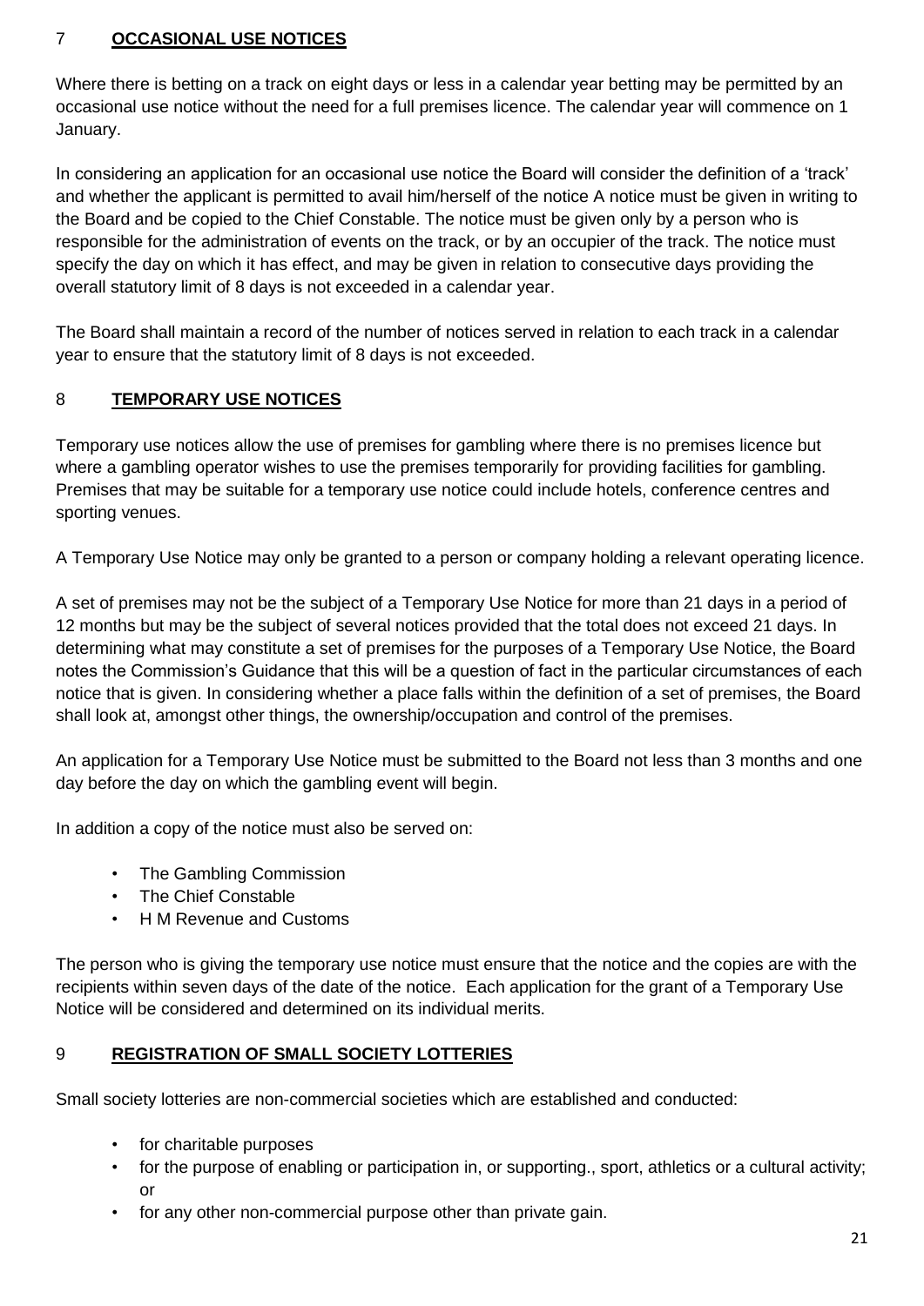## 7 **OCCASIONAL USE NOTICES**

Where there is betting on a track on eight days or less in a calendar year betting may be permitted by an occasional use notice without the need for a full premises licence. The calendar year will commence on 1 January.

In considering an application for an occasional use notice the Board will consider the definition of a 'track' and whether the applicant is permitted to avail him/herself of the notice A notice must be given in writing to the Board and be copied to the Chief Constable. The notice must be given only by a person who is responsible for the administration of events on the track, or by an occupier of the track. The notice must specify the day on which it has effect, and may be given in relation to consecutive days providing the overall statutory limit of 8 days is not exceeded in a calendar year.

The Board shall maintain a record of the number of notices served in relation to each track in a calendar year to ensure that the statutory limit of 8 days is not exceeded.

## 8 **TEMPORARY USE NOTICES**

Temporary use notices allow the use of premises for gambling where there is no premises licence but where a gambling operator wishes to use the premises temporarily for providing facilities for gambling. Premises that may be suitable for a temporary use notice could include hotels, conference centres and sporting venues.

A Temporary Use Notice may only be granted to a person or company holding a relevant operating licence.

A set of premises may not be the subject of a Temporary Use Notice for more than 21 days in a period of 12 months but may be the subject of several notices provided that the total does not exceed 21 days. In determining what may constitute a set of premises for the purposes of a Temporary Use Notice, the Board notes the Commission's Guidance that this will be a question of fact in the particular circumstances of each notice that is given. In considering whether a place falls within the definition of a set of premises, the Board shall look at, amongst other things, the ownership/occupation and control of the premises.

An application for a Temporary Use Notice must be submitted to the Board not less than 3 months and one day before the day on which the gambling event will begin.

In addition a copy of the notice must also be served on:

- The Gambling Commission
- The Chief Constable
- H M Revenue and Customs

The person who is giving the temporary use notice must ensure that the notice and the copies are with the recipients within seven days of the date of the notice. Each application for the grant of a Temporary Use Notice will be considered and determined on its individual merits.

## 9 **REGISTRATION OF SMALL SOCIETY LOTTERIES**

Small society lotteries are non-commercial societies which are established and conducted:

- for charitable purposes
- for the purpose of enabling or participation in, or supporting., sport, athletics or a cultural activity; or
- for any other non-commercial purpose other than private gain.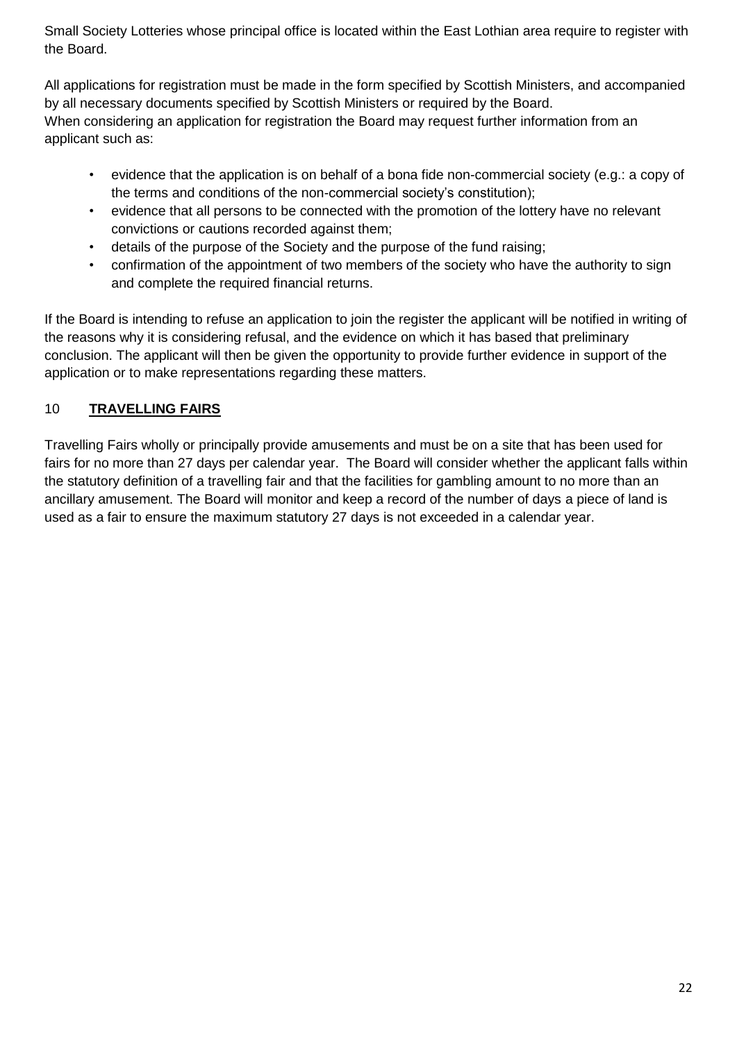Small Society Lotteries whose principal office is located within the East Lothian area require to register with the Board.

All applications for registration must be made in the form specified by Scottish Ministers, and accompanied by all necessary documents specified by Scottish Ministers or required by the Board.
When considering an application for registration the Board may request further information from an applicant such as:

- evidence that the application is on behalf of a bona fide non-commercial society (e.g.: a copy of the terms and conditions of the non-commercial society's constitution);
- evidence that all persons to be connected with the promotion of the lottery have no relevant convictions or cautions recorded against them;
- details of the purpose of the Society and the purpose of the fund raising;
- confirmation of the appointment of two members of the society who have the authority to sign and complete the required financial returns.

If the Board is intending to refuse an application to join the register the applicant will be notified in writing of the reasons why it is considering refusal, and the evidence on which it has based that preliminary conclusion. The applicant will then be given the opportunity to provide further evidence in support of the application or to make representations regarding these matters.

## 10 **TRAVELLING FAIRS**

Travelling Fairs wholly or principally provide amusements and must be on a site that has been used for fairs for no more than 27 days per calendar year. The Board will consider whether the applicant falls within the statutory definition of a travelling fair and that the facilities for gambling amount to no more than an ancillary amusement. The Board will monitor and keep a record of the number of days a piece of land is used as a fair to ensure the maximum statutory 27 days is not exceeded in a calendar year.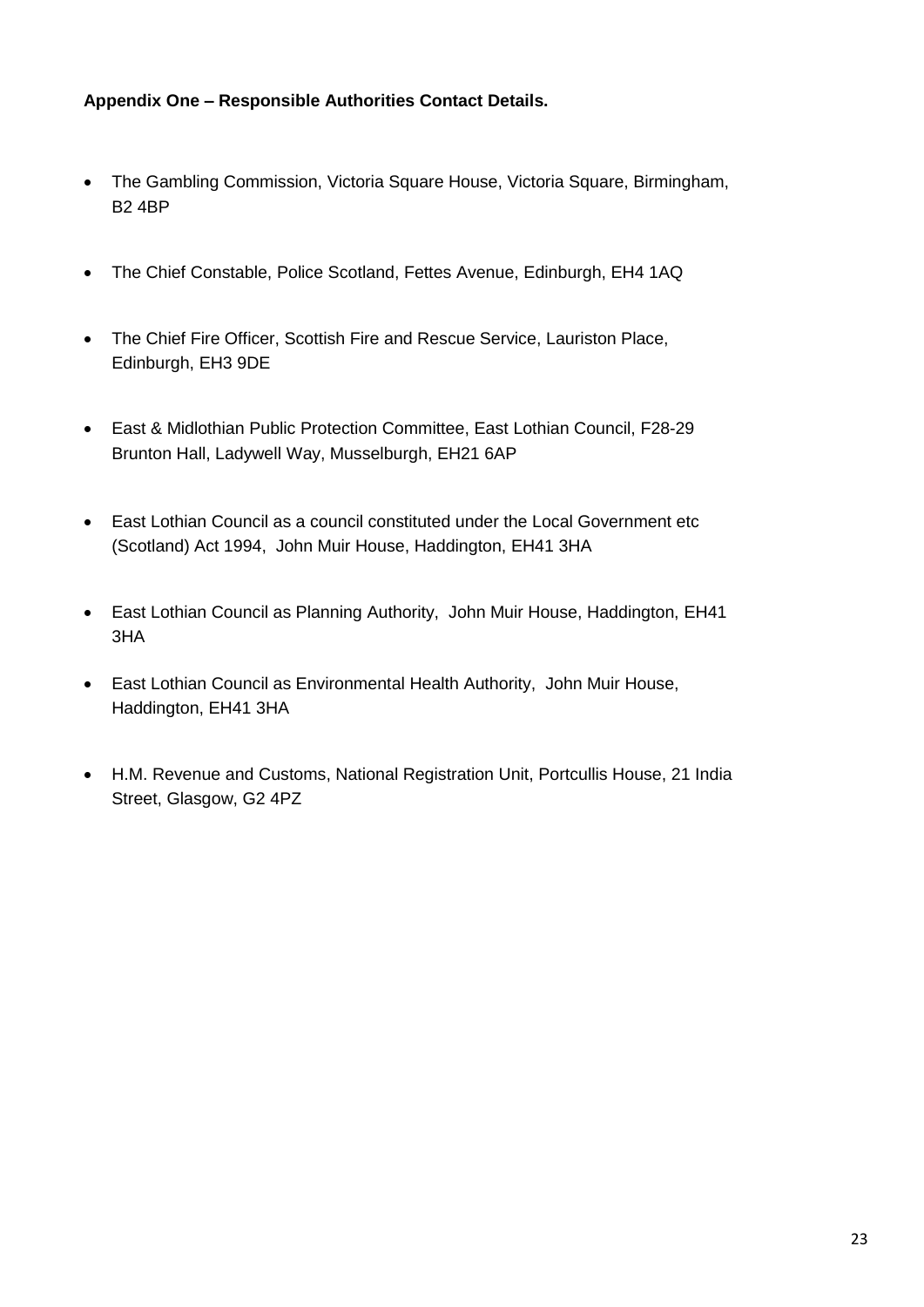**Appendix One – Responsible Authorities Contact Details.**

- The Gambling Commission, Victoria Square House, Victoria Square, Birmingham, B2 4BP
- The Chief Constable, Police Scotland, Fettes Avenue, Edinburgh, EH4 1AQ
- The Chief Fire Officer, Scottish Fire and Rescue Service, Lauriston Place, Edinburgh, EH3 9DE
- East & Midlothian Public Protection Committee, East Lothian Council, F28-29 Brunton Hall, Ladywell Way, Musselburgh, EH21 6AP
- East Lothian Council as a council constituted under the Local Government etc (Scotland) Act 1994, John Muir House, Haddington, EH41 3HA
- East Lothian Council as Planning Authority, John Muir House, Haddington, EH41 3HA
- East Lothian Council as Environmental Health Authority, John Muir House, Haddington, EH41 3HA
- H.M. Revenue and Customs, National Registration Unit, Portcullis House, 21 India Street, Glasgow, G2 4PZ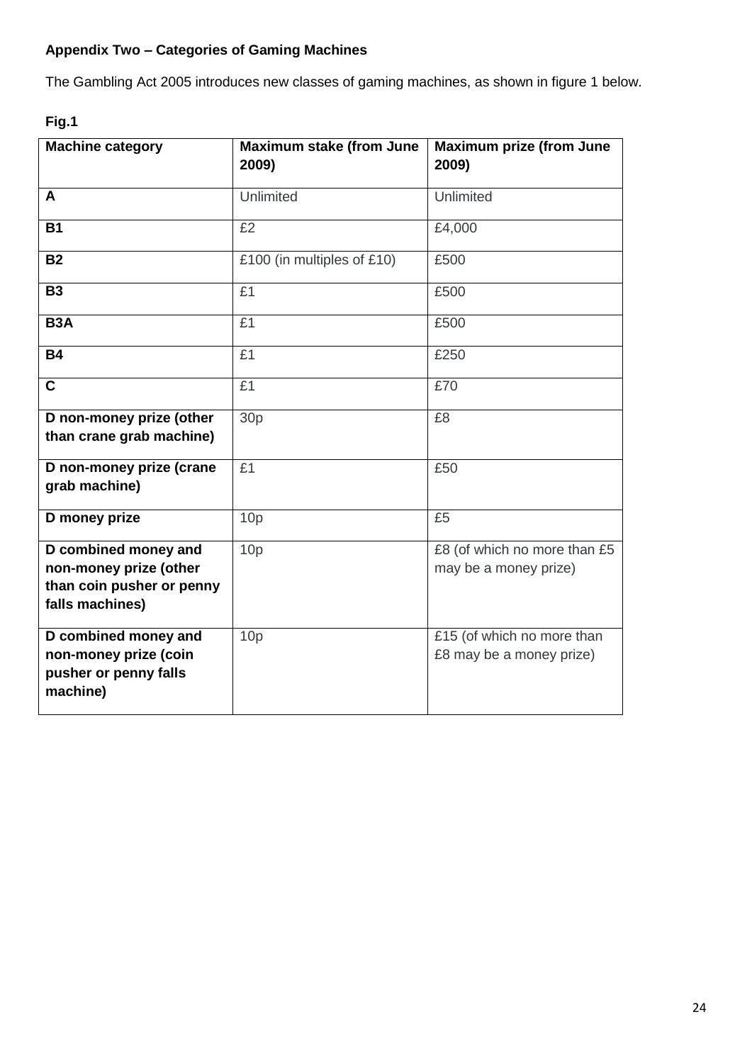**Appendix Two – Categories of Gaming Machines**

The Gambling Act 2005 introduces new classes of gaming machines, as shown in figure 1 below.

**Fig.1**

| Machine category | Maximum stake (from June 2009) | Maximum prize (from June 2009) |
|---|---|---|
| **A** | Unlimited | Unlimited |
| **B1** | £2 | £4,000 |
| **B2** | £100 (in multiples of £10) | £500 |
| **B3** | £1 | £500 |
| **B3A** | £1 | £500 |
| **B4** | £1 | £250 |
| **C** | £1 | £70 |
| **D non-money prize (other than crane grab machine)** | 30p | £8 |
| **D non-money prize (crane grab machine)** | £1 | £50 |
| **D money prize** | 10p | £5 |
| **D combined money and non-money prize (other than coin pusher or penny falls machines)** | 10p | £8 (of which no more than £5 may be a money prize) |
| **D combined money and non-money prize (coin pusher or penny falls machine)** | 10p | £15 (of which no more than £8 may be a money prize) |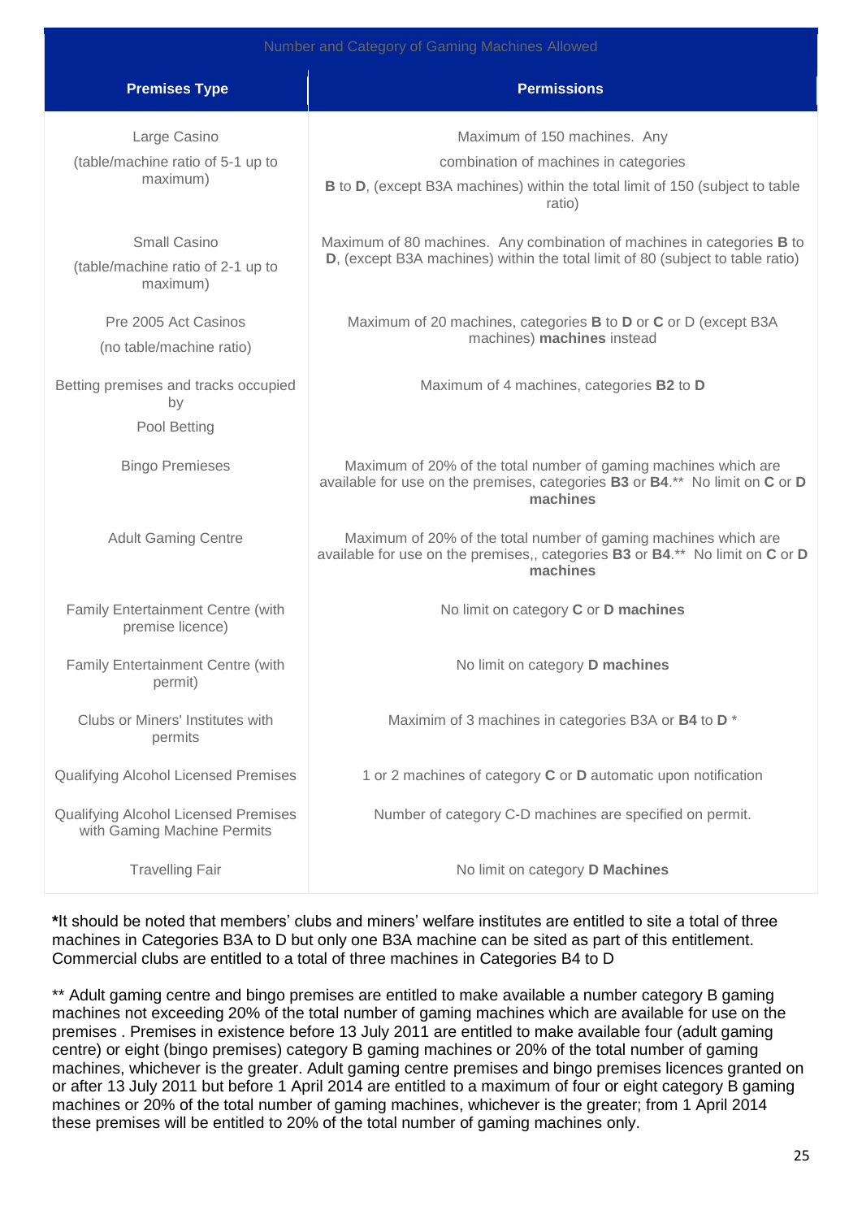| Number and Category of Gaming Machines Allowed | |
|---|---|
| **Premises Type** | **Permissions** |
| Large Casino (table/machine ratio of 5-1 up to maximum) | Maximum of 150 machines. Any combination of machines in categories **B** to **D**, (except B3A machines) within the total limit of 150 (subject to table ratio) |
| Small Casino (table/machine ratio of 2-1 up to maximum) | Maximum of 80 machines. Any combination of machines in categories **B** to **D**, (except B3A machines) within the total limit of 80 (subject to table ratio) |
| Pre 2005 Act Casinos (no table/machine ratio) | Maximum of 20 machines, categories **B** to **D** or **C** or D (except B3A machines) **machines** instead |
| Betting premises and tracks occupied by Pool Betting | Maximum of 4 machines, categories **B2** to **D** |
| Bingo Premieses | Maximum of 20% of the total number of gaming machines which are available for use on the premises, categories **B3** or **B4**.** No limit on **C** or **D machines** |
| Adult Gaming Centre | Maximum of 20% of the total number of gaming machines which are available for use on the premises,, categories **B3** or **B4**.** No limit on **C** or **D machines** |
| Family Entertainment Centre (with premise licence) | No limit on category **C** or **D machines** |
| Family Entertainment Centre (with permit) | No limit on category **D machines** |
| Clubs or Miners' Institutes with permits | Maximim of 3 machines in categories B3A or **B4** to **D** * |
| Qualifying Alcohol Licensed Premises | 1 or 2 machines of category **C** or **D** automatic upon notification |
| Qualifying Alcohol Licensed Premises with Gaming Machine Permits | Number of category C-D machines are specified on permit. |
| Travelling Fair | No limit on category **D Machines** |

**\***It should be noted that members' clubs and miners' welfare institutes are entitled to site a total of three machines in Categories B3A to D but only one B3A machine can be sited as part of this entitlement. Commercial clubs are entitled to a total of three machines in Categories B4 to D

** Adult gaming centre and bingo premises are entitled to make available a number category B gaming machines not exceeding 20% of the total number of gaming machines which are available for use on the premises . Premises in existence before 13 July 2011 are entitled to make available four (adult gaming centre) or eight (bingo premises) category B gaming machines or 20% of the total number of gaming machines, whichever is the greater. Adult gaming centre premises and bingo premises licences granted on or after 13 July 2011 but before 1 April 2014 are entitled to a maximum of four or eight category B gaming machines or 20% of the total number of gaming machines, whichever is the greater; from 1 April 2014 these premises will be entitled to 20% of the total number of gaming machines only.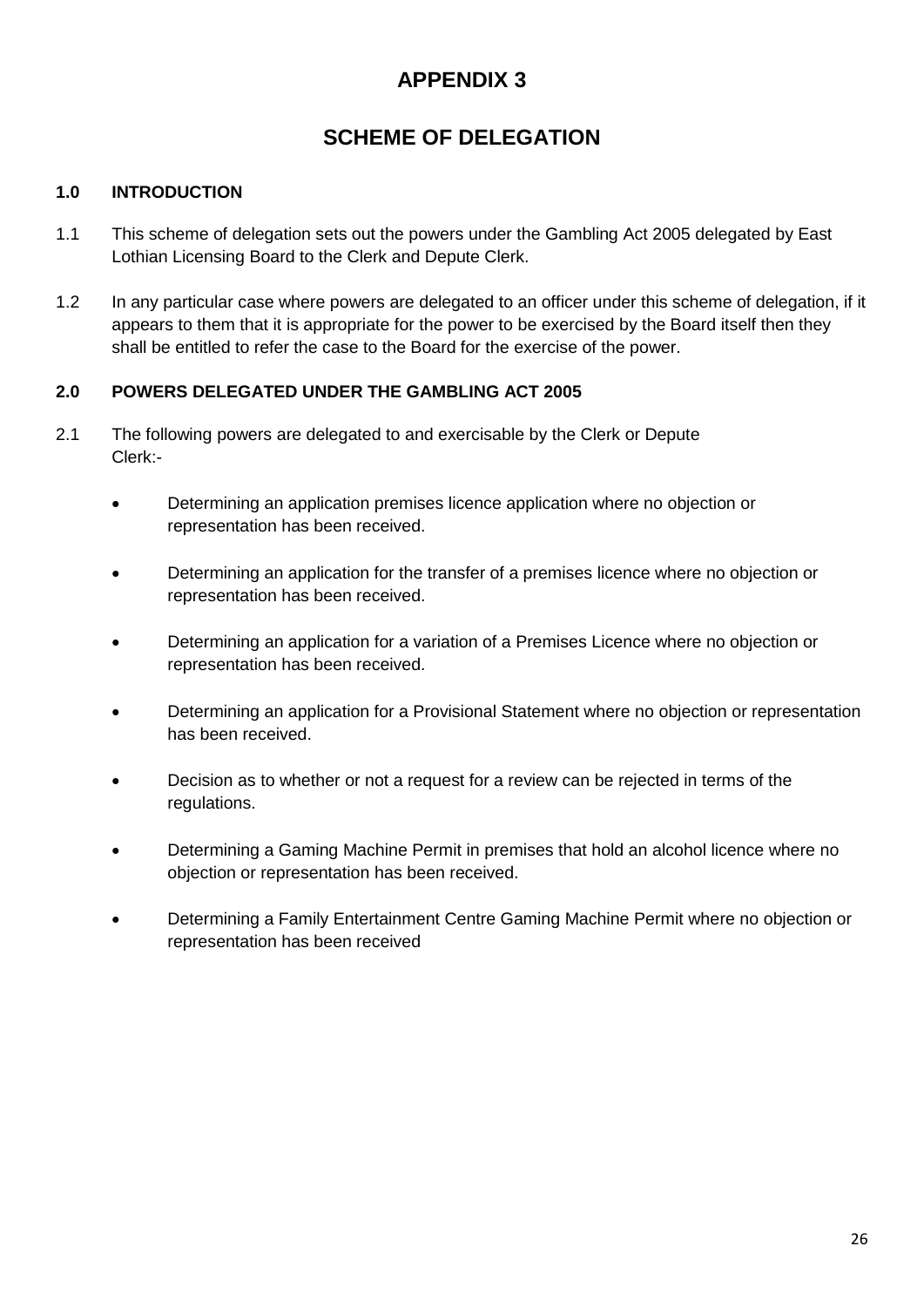# APPENDIX 3

## SCHEME OF DELEGATION

### 1.0 INTRODUCTION

1.1 This scheme of delegation sets out the powers under the Gambling Act 2005 delegated by East Lothian Licensing Board to the Clerk and Depute Clerk.

1.2 In any particular case where powers are delegated to an officer under this scheme of delegation, if it appears to them that it is appropriate for the power to be exercised by the Board itself then they shall be entitled to refer the case to the Board for the exercise of the power.

### 2.0 POWERS DELEGATED UNDER THE GAMBLING ACT 2005

2.1 The following powers are delegated to and exercisable by the Clerk or Depute Clerk:-

- Determining an application premises licence application where no objection or representation has been received.
- Determining an application for the transfer of a premises licence where no objection or representation has been received.
- Determining an application for a variation of a Premises Licence where no objection or representation has been received.
- Determining an application for a Provisional Statement where no objection or representation has been received.
- Decision as to whether or not a request for a review can be rejected in terms of the regulations.
- Determining a Gaming Machine Permit in premises that hold an alcohol licence where no objection or representation has been received.
- Determining a Family Entertainment Centre Gaming Machine Permit where no objection or representation has been received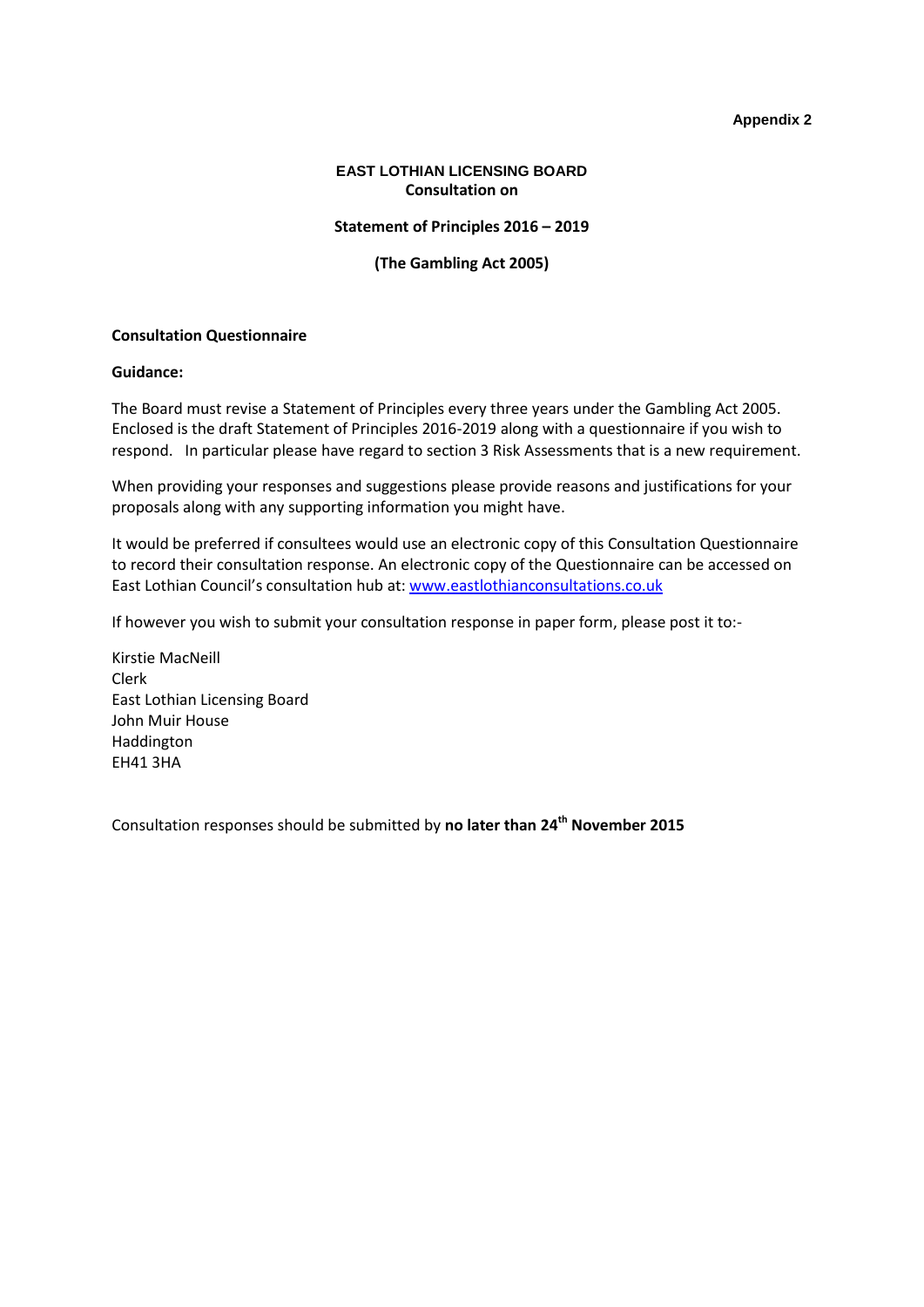**Appendix 2**

**EAST LOTHIAN LICENSING BOARD**
**Consultation on**

**Statement of Principles 2016 – 2019**

**(The Gambling Act 2005)**

**Consultation Questionnaire**

**Guidance:**

The Board must revise a Statement of Principles every three years under the Gambling Act 2005. Enclosed is the draft Statement of Principles 2016-2019 along with a questionnaire if you wish to respond. In particular please have regard to section 3 Risk Assessments that is a new requirement.

When providing your responses and suggestions please provide reasons and justifications for your proposals along with any supporting information you might have.

It would be preferred if consultees would use an electronic copy of this Consultation Questionnaire to record their consultation response. An electronic copy of the Questionnaire can be accessed on East Lothian Council's consultation hub at: www.eastlothianconsultations.co.uk

If however you wish to submit your consultation response in paper form, please post it to:-

Kirstie MacNeill
Clerk
East Lothian Licensing Board
John Muir House
Haddington
EH41 3HA

Consultation responses should be submitted by **no later than 24th November 2015**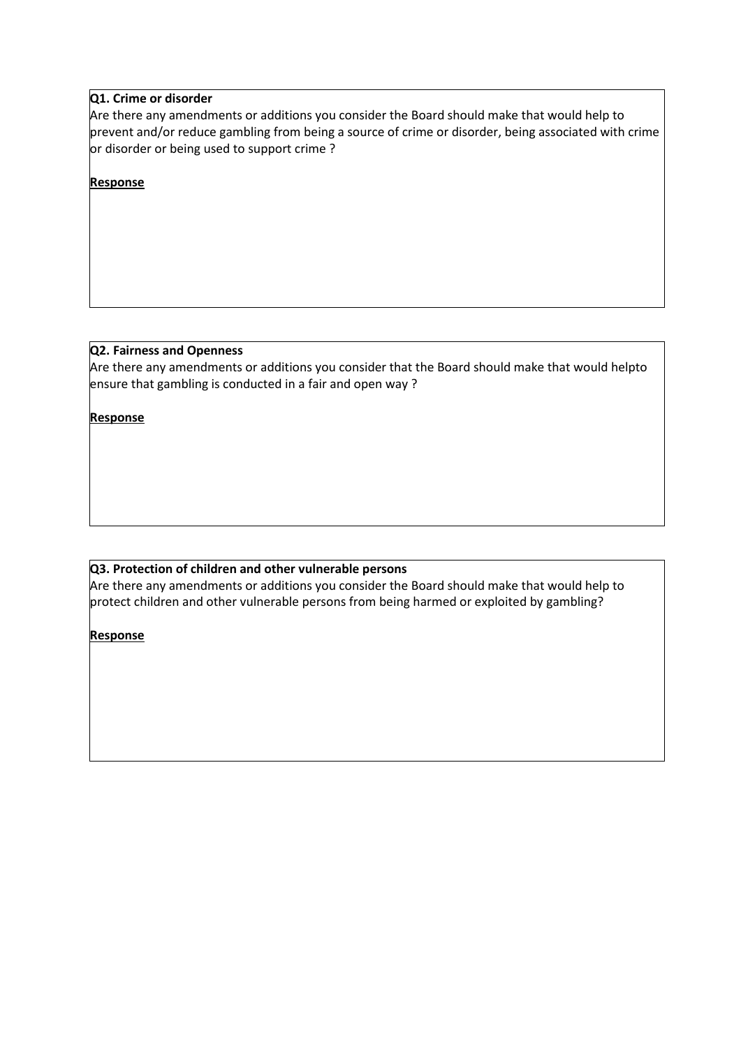**Q1. Crime or disorder**

Are there any amendments or additions you consider the Board should make that would help to prevent and/or reduce gambling from being a source of crime or disorder, being associated with crime or disorder or being used to support crime ?

**Response**

**Q2. Fairness and Openness**

Are there any amendments or additions you consider that the Board should make that would helpto ensure that gambling is conducted in a fair and open way ?

**Response**

**Q3. Protection of children and other vulnerable persons**

Are there any amendments or additions you consider the Board should make that would help to protect children and other vulnerable persons from being harmed or exploited by gambling?

**Response**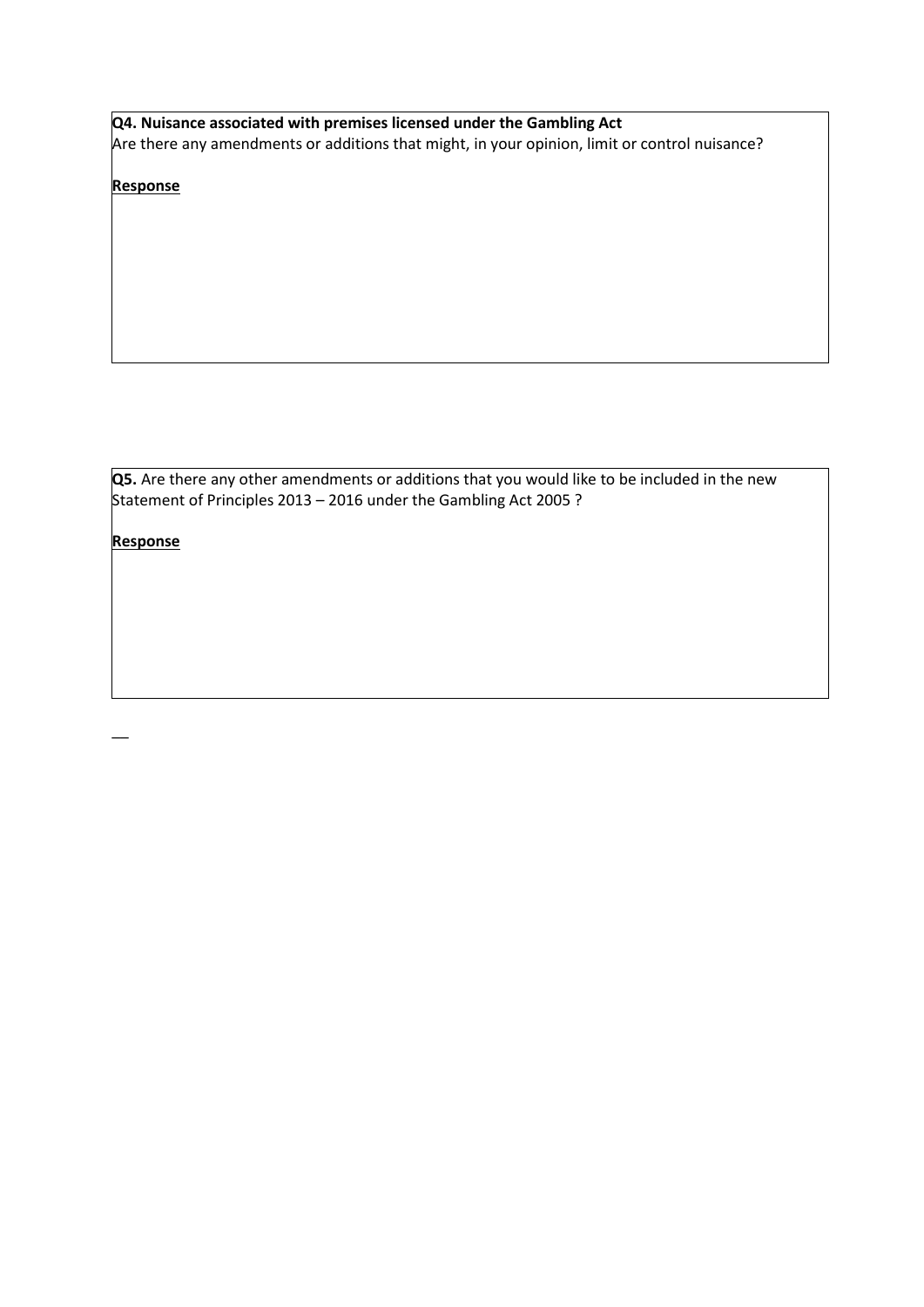**Q4. Nuisance associated with premises licensed under the Gambling Act**

Are there any amendments or additions that might, in your opinion, limit or control nuisance?

**Response**

**Q5.** Are there any other amendments or additions that you would like to be included in the new Statement of Principles 2013 – 2016 under the Gambling Act 2005 ?

**Response**